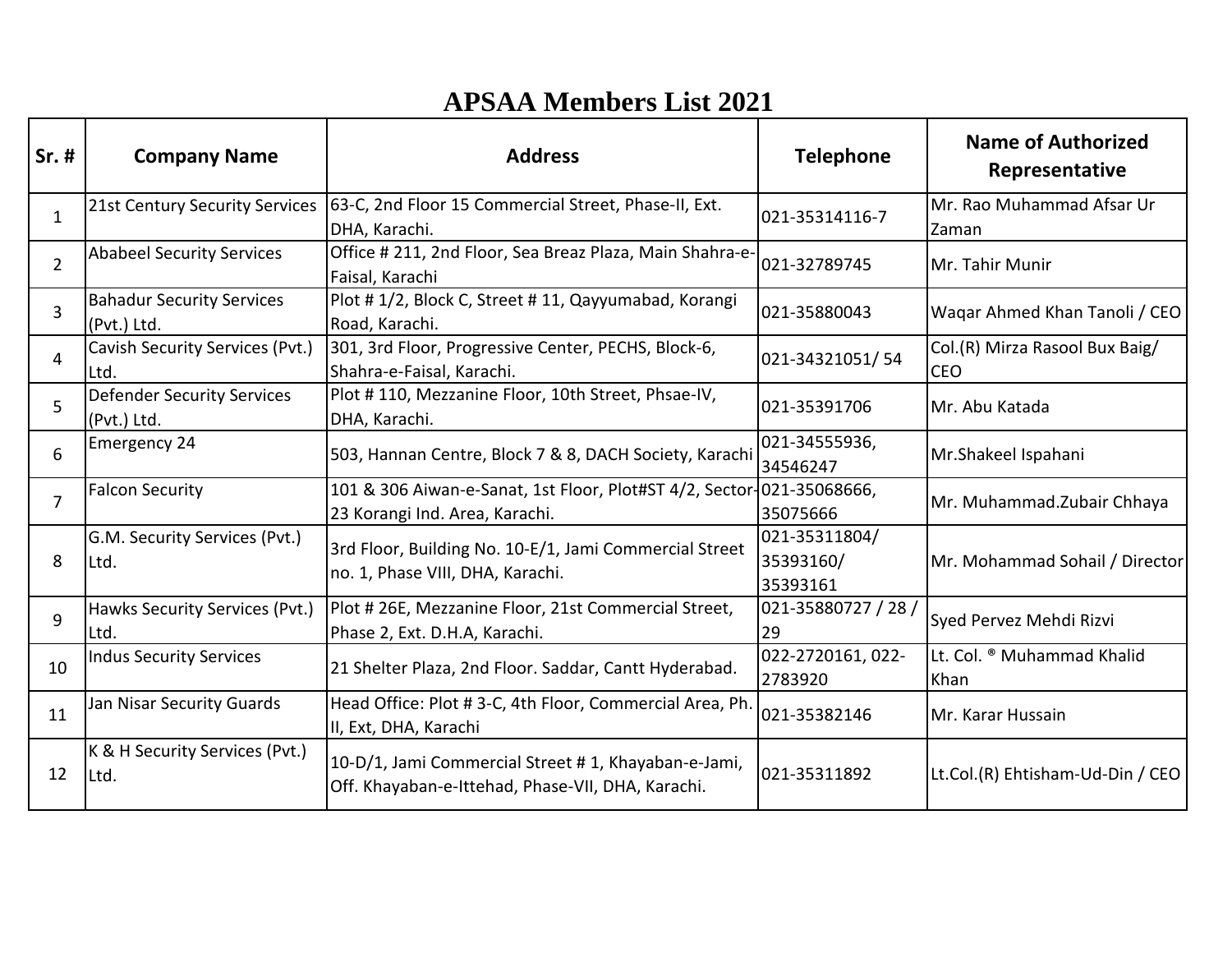# APSAA Members List 2021

| Sr. # | Company Name | Address | Telephone | Name of Authorized Representative |
|---|---|---|---|---|
| 1 | 21st Century Security Services | 63-C, 2nd Floor 15 Commercial Street, Phase-II, Ext. DHA, Karachi. | 021-35314116-7 | Mr. Rao Muhammad Afsar Ur Zaman |
| 2 | Ababeel Security Services | Office # 211, 2nd Floor, Sea Breaz Plaza, Main Shahra-e-Faisal, Karachi | 021-32789745 | Mr. Tahir Munir |
| 3 | Bahadur Security Services (Pvt.) Ltd. | Plot # 1/2, Block C, Street # 11, Qayyumabad, Korangi Road, Karachi. | 021-35880043 | Waqar Ahmed Khan Tanoli / CEO |
| 4 | Cavish Security Services (Pvt.) Ltd. | 301, 3rd Floor, Progressive Center, PECHS, Block-6, Shahra-e-Faisal, Karachi. | 021-34321051/ 54 | Col.(R) Mirza Rasool Bux Baig/ CEO |
| 5 | Defender Security Services (Pvt.) Ltd. | Plot # 110, Mezzanine Floor, 10th Street, Phsae-IV, DHA, Karachi. | 021-35391706 | Mr. Abu Katada |
| 6 | Emergency 24 | 503, Hannan Centre, Block 7 & 8, DACH Society, Karachi | 021-34555936, 34546247 | Mr.Shakeel Ispahani |
| 7 | Falcon Security | 101 & 306 Aiwan-e-Sanat, 1st Floor, Plot#ST 4/2, Sector-23 Korangi Ind. Area, Karachi. | 021-35068666, 35075666 | Mr. Muhammad.Zubair Chhaya |
| 8 | G.M. Security Services (Pvt.) Ltd. | 3rd Floor, Building No. 10-E/1, Jami Commercial Street no. 1, Phase VIII, DHA, Karachi. | 021-35311804/ 35393160/ 35393161 | Mr. Mohammad Sohail / Director |
| 9 | Hawks Security Services (Pvt.) Ltd. | Plot # 26E, Mezzanine Floor, 21st Commercial Street, Phase 2, Ext. D.H.A, Karachi. | 021-35880727 / 28 / 29 | Syed Pervez Mehdi Rizvi |
| 10 | Indus Security Services | 21 Shelter Plaza, 2nd Floor. Saddar, Cantt Hyderabad. | 022-2720161, 022-2783920 | Lt. Col. ® Muhammad Khalid Khan |
| 11 | Jan Nisar Security Guards | Head Office: Plot # 3-C, 4th Floor, Commercial Area, Ph. II, Ext, DHA, Karachi | 021-35382146 | Mr. Karar Hussain |
| 12 | K & H Security Services (Pvt.) Ltd. | 10-D/1, Jami Commercial Street # 1, Khayaban-e-Jami, Off. Khayaban-e-Ittehad, Phase-VII, DHA, Karachi. | 021-35311892 | Lt.Col.(R) Ehtisham-Ud-Din / CEO |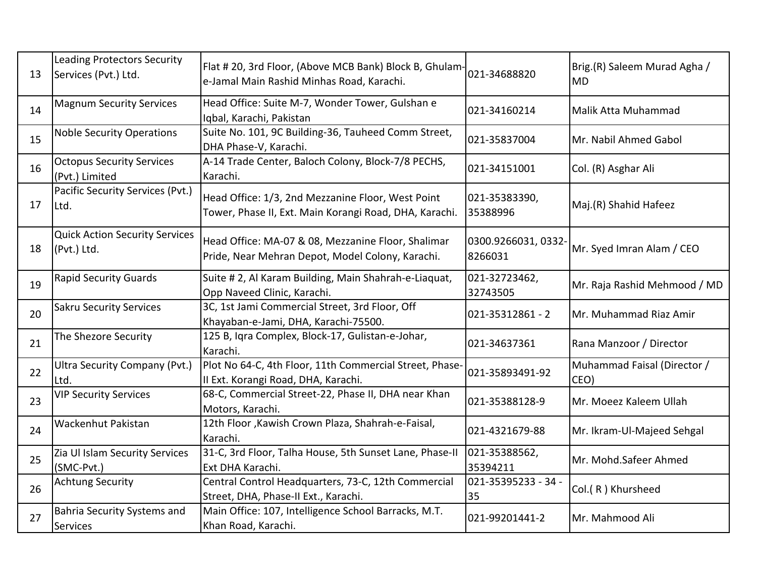| 13 | Leading Protectors Security Services (Pvt.) Ltd. | Flat # 20, 3rd Floor, (Above MCB Bank) Block B, Ghulam-e-Jamal Main Rashid Minhas Road, Karachi. | 021-34688820 | Brig.(R) Saleem Murad Agha / MD |
|---|---|---|---|---|
| 14 | Magnum Security Services | Head Office: Suite M-7, Wonder Tower, Gulshan e Iqbal, Karachi, Pakistan | 021-34160214 | Malik Atta Muhammad |
| 15 | Noble Security Operations | Suite No. 101, 9C Building-36, Tauheed Comm Street, DHA Phase-V, Karachi. | 021-35837004 | Mr. Nabil Ahmed Gabol |
| 16 | Octopus Security Services (Pvt.) Limited | A-14 Trade Center, Baloch Colony, Block-7/8 PECHS, Karachi. | 021-34151001 | Col. (R) Asghar Ali |
| 17 | Pacific Security Services (Pvt.) Ltd. | Head Office: 1/3, 2nd Mezzanine Floor, West Point Tower, Phase II, Ext. Main Korangi Road, DHA, Karachi. | 021-35383390, 35388996 | Maj.(R) Shahid Hafeez |
| 18 | Quick Action Security Services (Pvt.) Ltd. | Head Office: MA-07 & 08, Mezzanine Floor, Shalimar Pride, Near Mehran Depot, Model Colony, Karachi. | 0300.9266031, 0332-8266031 | Mr. Syed Imran Alam / CEO |
| 19 | Rapid Security Guards | Suite # 2, Al Karam Building, Main Shahrah-e-Liaquat, Opp Naveed Clinic, Karachi. | 021-32723462, 32743505 | Mr. Raja Rashid Mehmood / MD |
| 20 | Sakru Security Services | 3C, 1st Jami Commercial Street, 3rd Floor, Off Khayaban-e-Jami, DHA, Karachi-75500. | 021-35312861 - 2 | Mr. Muhammad Riaz Amir |
| 21 | The Shezore Security | 125 B, Iqra Complex, Block-17, Gulistan-e-Johar, Karachi. | 021-34637361 | Rana Manzoor / Director |
| 22 | Ultra Security Company (Pvt.) Ltd. | Plot No 64-C, 4th Floor, 11th Commercial Street, Phase-II Ext. Korangi Road, DHA, Karachi. | 021-35893491-92 | Muhammad Faisal (Director / CEO) |
| 23 | VIP Security Services | 68-C, Commercial Street-22, Phase II, DHA near Khan Motors, Karachi. | 021-35388128-9 | Mr. Moeez Kaleem Ullah |
| 24 | Wackenhut Pakistan | 12th Floor ,Kawish Crown Plaza, Shahrah-e-Faisal, Karachi. | 021-4321679-88 | Mr. Ikram-Ul-Majeed Sehgal |
| 25 | Zia Ul Islam Security Services (SMC-Pvt.) | 31-C, 3rd Floor, Talha House, 5th Sunset Lane, Phase-II Ext DHA Karachi. | 021-35388562, 35394211 | Mr. Mohd.Safeer Ahmed |
| 26 | Achtung Security | Central Control Headquarters, 73-C, 12th Commercial Street, DHA, Phase-II Ext., Karachi. | 021-35395233 - 34 - 35 | Col.( R ) Khursheed |
| 27 | Bahria Security Systems and Services | Main Office: 107, Intelligence School Barracks, M.T. Khan Road, Karachi. | 021-99201441-2 | Mr. Mahmood Ali |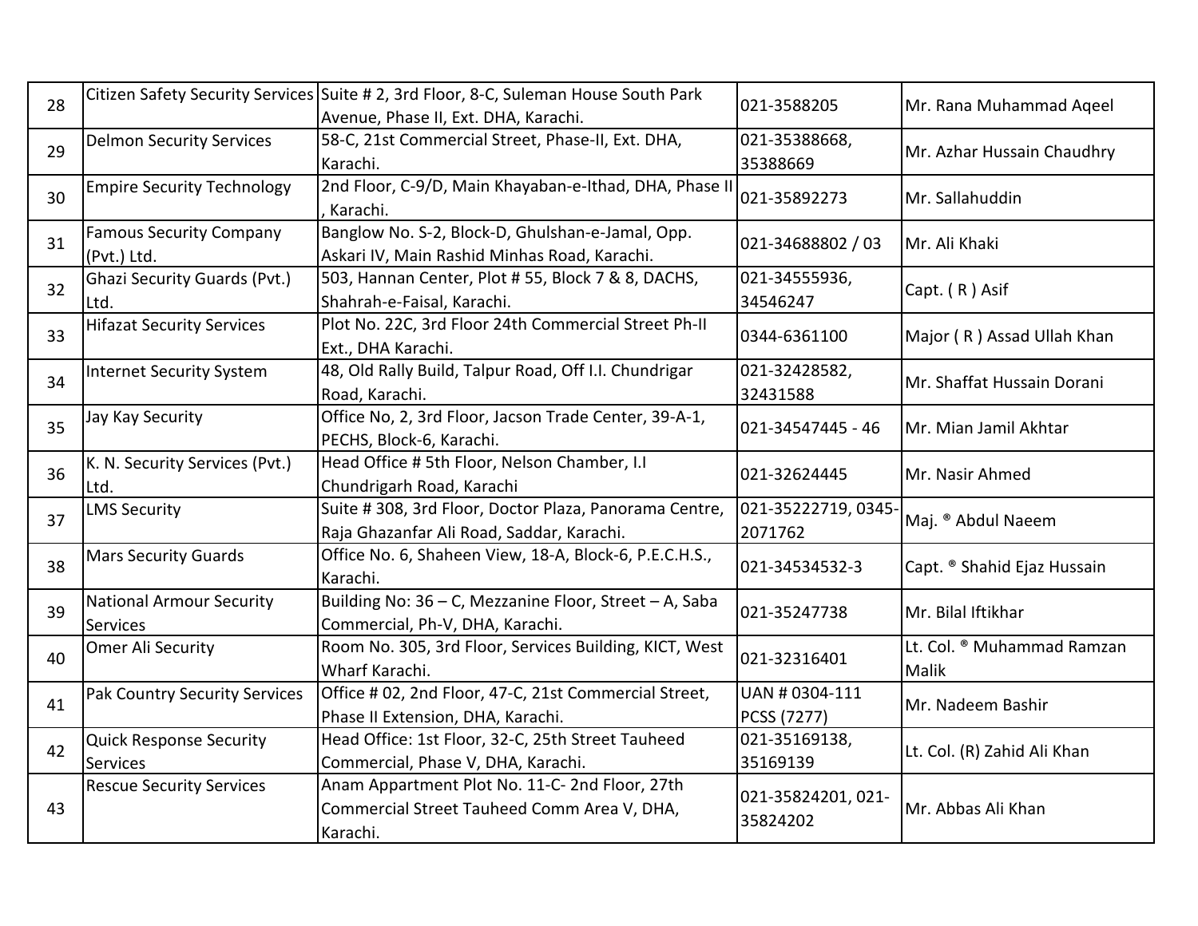| | | | | |
|---|---|---|---|---|
| 28 | Citizen Safety Security Services | Suite # 2, 3rd Floor, 8-C, Suleman House South Park Avenue, Phase II, Ext. DHA, Karachi. | 021-3588205 | Mr. Rana Muhammad Aqeel |
| 29 | Delmon Security Services | 58-C, 21st Commercial Street, Phase-II, Ext. DHA, Karachi. | 021-35388668, 35388669 | Mr. Azhar Hussain Chaudhry |
| 30 | Empire Security Technology | 2nd Floor, C-9/D, Main Khayaban-e-Ithad, DHA, Phase II , Karachi. | 021-35892273 | Mr. Sallahuddin |
| 31 | Famous Security Company (Pvt.) Ltd. | Banglow No. S-2, Block-D, Ghulshan-e-Jamal, Opp. Askari IV, Main Rashid Minhas Road, Karachi. | 021-34688802 / 03 | Mr. Ali Khaki |
| 32 | Ghazi Security Guards (Pvt.) Ltd. | 503, Hannan Center, Plot # 55, Block 7 & 8, DACHS, Shahrah-e-Faisal, Karachi. | 021-34555936, 34546247 | Capt. ( R ) Asif |
| 33 | Hifazat Security Services | Plot No. 22C, 3rd Floor 24th Commercial Street Ph-II Ext., DHA Karachi. | 0344-6361100 | Major ( R ) Assad Ullah Khan |
| 34 | Internet Security System | 48, Old Rally Build, Talpur Road, Off I.I. Chundrigar Road, Karachi. | 021-32428582, 32431588 | Mr. Shaffat Hussain Dorani |
| 35 | Jay Kay Security | Office No, 2, 3rd Floor, Jacson Trade Center, 39-A-1, PECHS, Block-6, Karachi. | 021-34547445 - 46 | Mr. Mian Jamil Akhtar |
| 36 | K. N. Security Services (Pvt.) Ltd. | Head Office # 5th Floor, Nelson Chamber, I.I Chundrigarh Road, Karachi | 021-32624445 | Mr. Nasir Ahmed |
| 37 | LMS Security | Suite # 308, 3rd Floor, Doctor Plaza, Panorama Centre, Raja Ghazanfar Ali Road, Saddar, Karachi. | 021-35222719, 0345-2071762 | Maj. ® Abdul Naeem |
| 38 | Mars Security Guards | Office No. 6, Shaheen View, 18-A, Block-6, P.E.C.H.S., Karachi. | 021-34534532-3 | Capt. ® Shahid Ejaz Hussain |
| 39 | National Armour Security Services | Building No: 36 – C, Mezzanine Floor, Street – A, Saba Commercial, Ph-V, DHA, Karachi. | 021-35247738 | Mr. Bilal Iftikhar |
| 40 | Omer Ali Security | Room No. 305, 3rd Floor, Services Building, KICT, West Wharf Karachi. | 021-32316401 | Lt. Col. ® Muhammad Ramzan Malik |
| 41 | Pak Country Security Services | Office # 02, 2nd Floor, 47-C, 21st Commercial Street, Phase II Extension, DHA, Karachi. | UAN # 0304-111 PCSS (7277) | Mr. Nadeem Bashir |
| 42 | Quick Response Security Services | Head Office: 1st Floor, 32-C, 25th Street Tauheed Commercial, Phase V, DHA, Karachi. | 021-35169138, 35169139 | Lt. Col. (R) Zahid Ali Khan |
| 43 | Rescue Security Services | Anam Appartment Plot No. 11-C- 2nd Floor, 27th Commercial Street Tauheed Comm Area V, DHA, Karachi. | 021-35824201, 021-35824202 | Mr. Abbas Ali Khan |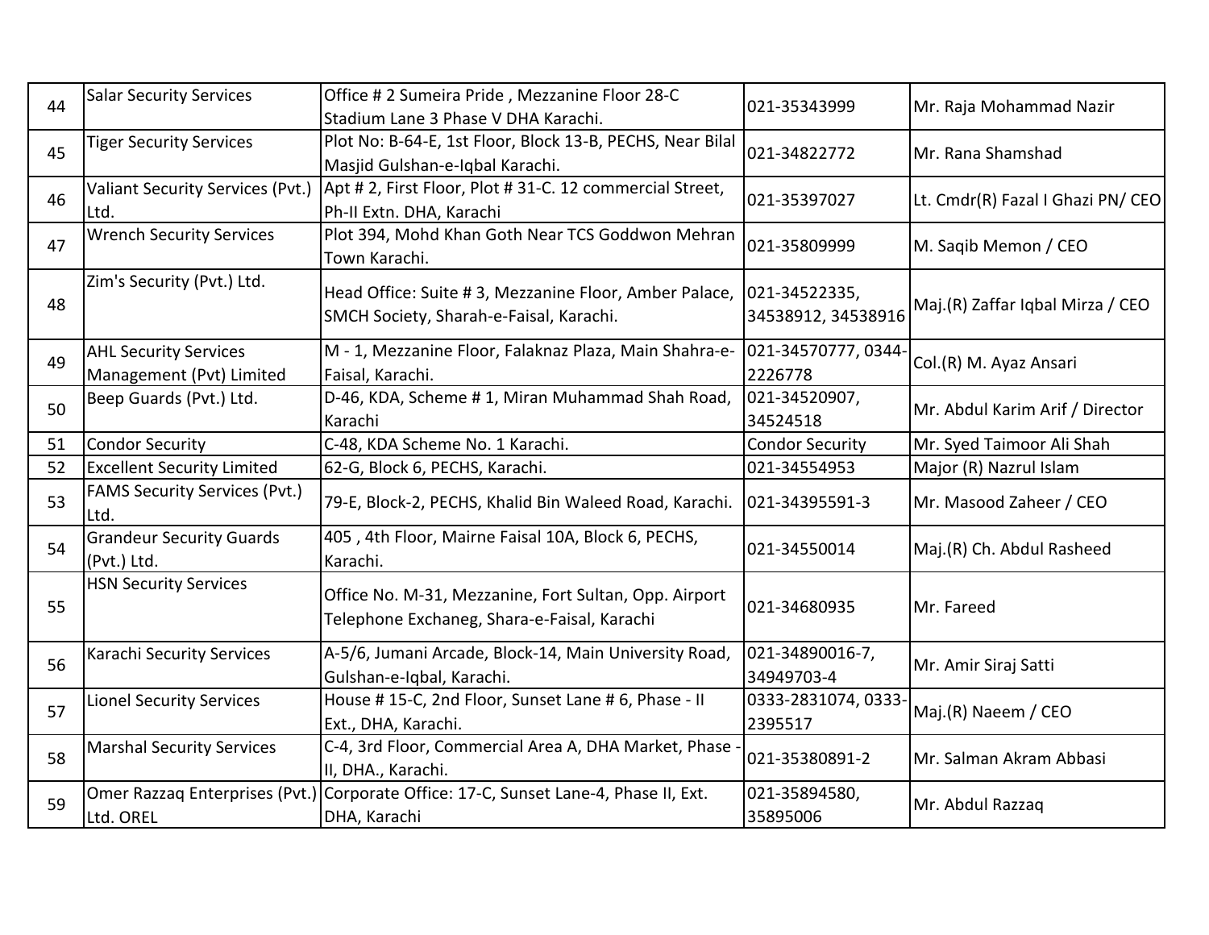| 44 | Salar Security Services | Office # 2 Sumeira Pride , Mezzanine Floor 28-C Stadium Lane 3 Phase V DHA Karachi. | 021-35343999 | Mr. Raja Mohammad Nazir |
|---|---|---|---|---|
| 45 | Tiger Security Services | Plot No: B-64-E, 1st Floor, Block 13-B, PECHS, Near Bilal Masjid Gulshan-e-Iqbal Karachi. | 021-34822772 | Mr. Rana Shamshad |
| 46 | Valiant Security Services (Pvt.) Ltd. | Apt # 2, First Floor, Plot # 31-C. 12 commercial Street, Ph-II Extn. DHA, Karachi | 021-35397027 | Lt. Cmdr(R) Fazal I Ghazi PN/ CEO |
| 47 | Wrench Security Services | Plot 394, Mohd Khan Goth Near TCS Goddwon Mehran Town Karachi. | 021-35809999 | M. Saqib Memon / CEO |
| 48 | Zim's Security (Pvt.) Ltd. | Head Office: Suite # 3, Mezzanine Floor, Amber Palace, SMCH Society, Sharah-e-Faisal, Karachi. | 021-34522335, 34538912, 34538916 | Maj.(R) Zaffar Iqbal Mirza / CEO |
| 49 | AHL Security Services Management (Pvt) Limited | M - 1, Mezzanine Floor, Falaknaz Plaza, Main Shahra-e-Faisal, Karachi. | 021-34570777, 0344-2226778 | Col.(R) M. Ayaz Ansari |
| 50 | Beep Guards (Pvt.) Ltd. | D-46, KDA, Scheme # 1, Miran Muhammad Shah Road, Karachi | 021-34520907, 34524518 | Mr. Abdul Karim Arif / Director |
| 51 | Condor Security | C-48, KDA Scheme No. 1 Karachi. | Condor Security | Mr. Syed Taimoor Ali Shah |
| 52 | Excellent Security Limited | 62-G, Block 6, PECHS, Karachi. | 021-34554953 | Major (R) Nazrul Islam |
| 53 | FAMS Security Services (Pvt.) Ltd. | 79-E, Block-2, PECHS, Khalid Bin Waleed Road, Karachi. | 021-34395591-3 | Mr. Masood Zaheer / CEO |
| 54 | Grandeur Security Guards (Pvt.) Ltd. | 405 , 4th Floor, Mairne Faisal 10A, Block 6, PECHS, Karachi. | 021-34550014 | Maj.(R) Ch. Abdul Rasheed |
| 55 | HSN Security Services | Office No. M-31, Mezzanine, Fort Sultan, Opp. Airport Telephone Exchaneg, Shara-e-Faisal, Karachi | 021-34680935 | Mr. Fareed |
| 56 | Karachi Security Services | A-5/6, Jumani Arcade, Block-14, Main University Road, Gulshan-e-Iqbal, Karachi. | 021-34890016-7, 34949703-4 | Mr. Amir Siraj Satti |
| 57 | Lionel Security Services | House # 15-C, 2nd Floor, Sunset Lane # 6, Phase - II Ext., DHA, Karachi. | 0333-2831074, 0333-2395517 | Maj.(R) Naeem / CEO |
| 58 | Marshal Security Services | C-4, 3rd Floor, Commercial Area A, DHA Market, Phase - II, DHA., Karachi. | 021-35380891-2 | Mr. Salman Akram Abbasi |
| 59 | Omer Razzaq Enterprises (Pvt.) Ltd. OREL | Corporate Office: 17-C, Sunset Lane-4, Phase II, Ext. DHA, Karachi | 021-35894580, 35895006 | Mr. Abdul Razzaq |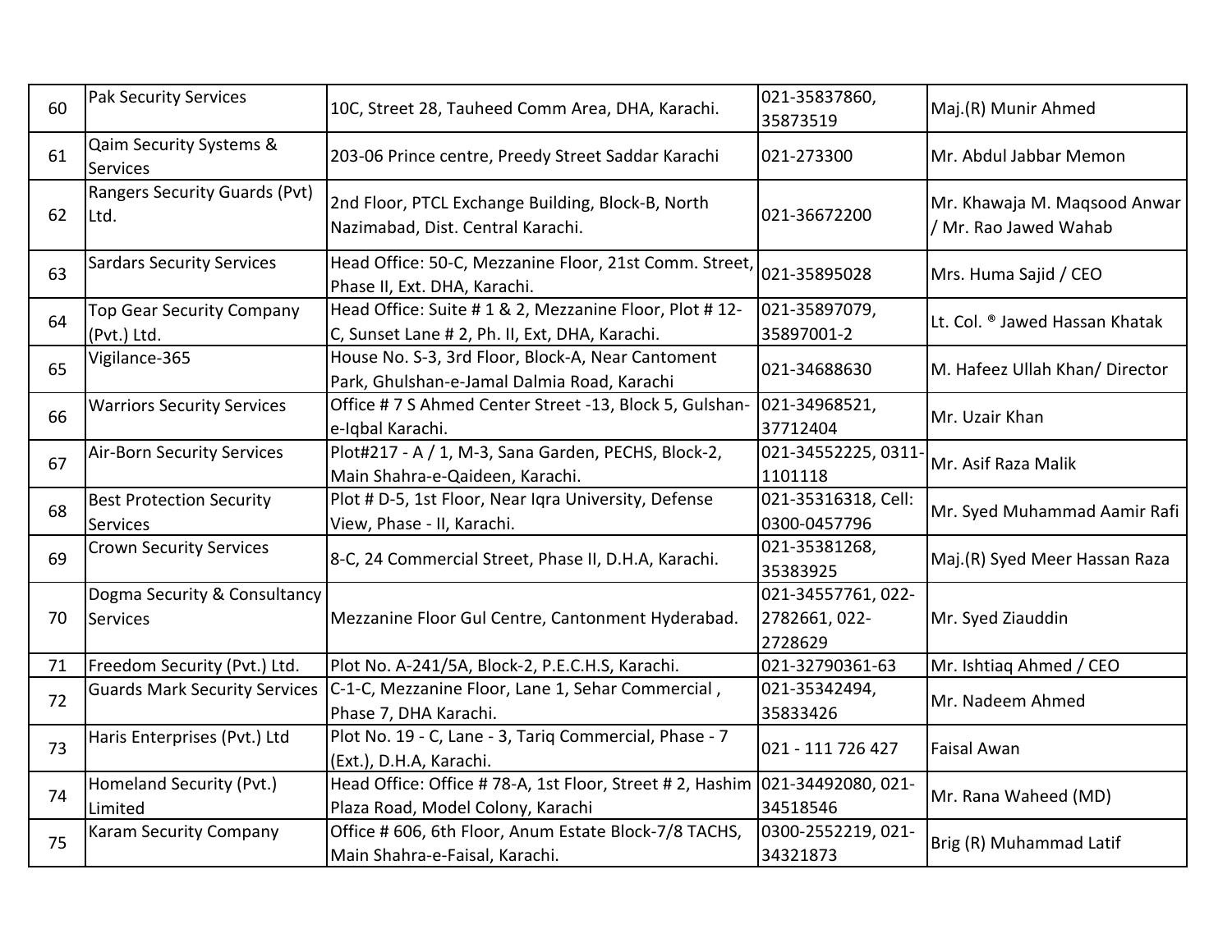| 60 | Pak Security Services | 10C, Street 28, Tauheed Comm Area, DHA, Karachi. | 021-35837860, 35873519 | Maj.(R) Munir Ahmed |
|---|---|---|---|---|
| 61 | Qaim Security Systems & Services | 203-06 Prince centre, Preedy Street Saddar Karachi | 021-273300 | Mr. Abdul Jabbar Memon |
| 62 | Rangers Security Guards (Pvt) Ltd. | 2nd Floor, PTCL Exchange Building, Block-B, North Nazimabad, Dist. Central Karachi. | 021-36672200 | Mr. Khawaja M. Maqsood Anwar / Mr. Rao Jawed Wahab |
| 63 | Sardars Security Services | Head Office: 50-C, Mezzanine Floor, 21st Comm. Street, Phase II, Ext. DHA, Karachi. | 021-35895028 | Mrs. Huma Sajid / CEO |
| 64 | Top Gear Security Company (Pvt.) Ltd. | Head Office: Suite # 1 & 2, Mezzanine Floor, Plot # 12-C, Sunset Lane # 2, Ph. II, Ext, DHA, Karachi. | 021-35897079, 35897001-2 | Lt. Col. ® Jawed Hassan Khatak |
| 65 | Vigilance-365 | House No. S-3, 3rd Floor, Block-A, Near Cantoment Park, Ghulshan-e-Jamal Dalmia Road, Karachi | 021-34688630 | M. Hafeez Ullah Khan/ Director |
| 66 | Warriors Security Services | Office # 7 S Ahmed Center Street -13, Block 5, Gulshan-e-Iqbal Karachi. | 021-34968521, 37712404 | Mr. Uzair Khan |
| 67 | Air-Born Security Services | Plot#217 - A / 1, M-3, Sana Garden, PECHS, Block-2, Main Shahra-e-Qaideen, Karachi. | 021-34552225, 0311-1101118 | Mr. Asif Raza Malik |
| 68 | Best Protection Security Services | Plot # D-5, 1st Floor, Near Iqra University, Defense View, Phase - II, Karachi. | 021-35316318, Cell: 0300-0457796 | Mr. Syed Muhammad Aamir Rafi |
| 69 | Crown Security Services | 8-C, 24 Commercial Street, Phase II, D.H.A, Karachi. | 021-35381268, 35383925 | Maj.(R) Syed Meer Hassan Raza |
| 70 | Dogma Security & Consultancy Services | Mezzanine Floor Gul Centre, Cantonment Hyderabad. | 021-34557761, 022-2782661, 022-2728629 | Mr. Syed Ziauddin |
| 71 | Freedom Security (Pvt.) Ltd. | Plot No. A-241/5A, Block-2, P.E.C.H.S, Karachi. | 021-32790361-63 | Mr. Ishtiaq Ahmed / CEO |
| 72 | Guards Mark Security Services | C-1-C, Mezzanine Floor, Lane 1, Sehar Commercial , Phase 7, DHA Karachi. | 021-35342494, 35833426 | Mr. Nadeem Ahmed |
| 73 | Haris Enterprises (Pvt.) Ltd | Plot No. 19 - C, Lane - 3, Tariq Commercial, Phase - 7 (Ext.), D.H.A, Karachi. | 021 - 111 726 427 | Faisal Awan |
| 74 | Homeland Security (Pvt.) Limited | Head Office: Office # 78-A, 1st Floor, Street # 2, Hashim Plaza Road, Model Colony, Karachi | 021-34492080, 021-34518546 | Mr. Rana Waheed (MD) |
| 75 | Karam Security Company | Office # 606, 6th Floor, Anum Estate Block-7/8 TACHS, Main Shahra-e-Faisal, Karachi. | 0300-2552219, 021-34321873 | Brig (R) Muhammad Latif |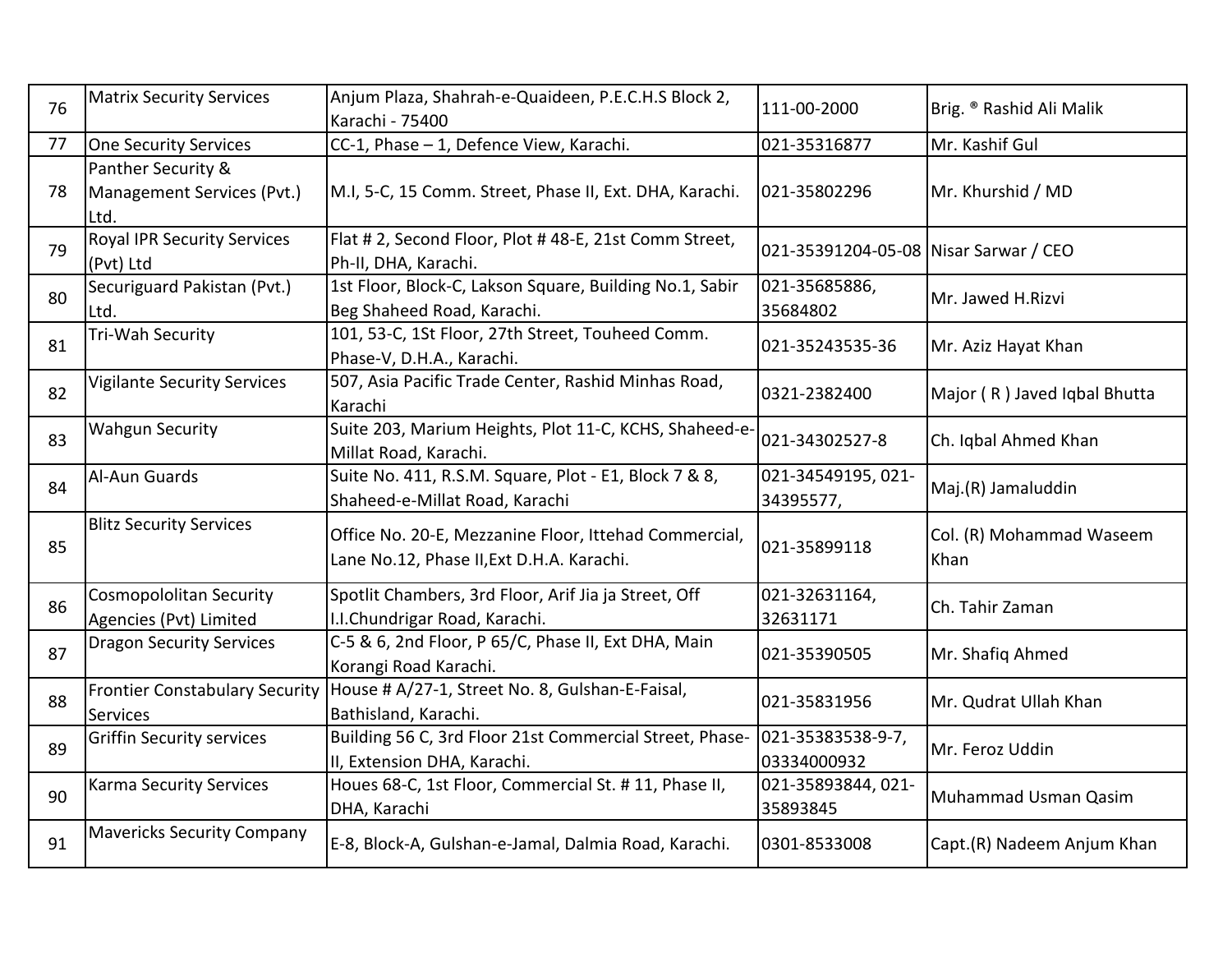| 76 | Matrix Security Services | Anjum Plaza, Shahrah-e-Quaideen, P.E.C.H.S Block 2, Karachi - 75400 | 111-00-2000 | Brig. ® Rashid Ali Malik |
|---|---|---|---|---|
| 77 | One Security Services | CC-1, Phase – 1, Defence View, Karachi. | 021-35316877 | Mr. Kashif Gul |
| 78 | Panther Security & Management Services (Pvt.) Ltd. | M.I, 5-C, 15 Comm. Street, Phase II, Ext. DHA, Karachi. | 021-35802296 | Mr. Khurshid / MD |
| 79 | Royal IPR Security Services (Pvt) Ltd | Flat # 2, Second Floor, Plot # 48-E, 21st Comm Street, Ph-II, DHA, Karachi. | 021-35391204-05-08 | Nisar Sarwar / CEO |
| 80 | Securiguard Pakistan (Pvt.) Ltd. | 1st Floor, Block-C, Lakson Square, Building No.1, Sabir Beg Shaheed Road, Karachi. | 021-35685886, 35684802 | Mr. Jawed H.Rizvi |
| 81 | Tri-Wah Security | 101, 53-C, 1St Floor, 27th Street, Touheed Comm. Phase-V, D.H.A., Karachi. | 021-35243535-36 | Mr. Aziz Hayat Khan |
| 82 | Vigilante Security Services | 507, Asia Pacific Trade Center, Rashid Minhas Road, Karachi | 0321-2382400 | Major ( R ) Javed Iqbal Bhutta |
| 83 | Wahgun Security | Suite 203, Marium Heights, Plot 11-C, KCHS, Shaheed-e-Millat Road, Karachi. | 021-34302527-8 | Ch. Iqbal Ahmed Khan |
| 84 | Al-Aun Guards | Suite No. 411, R.S.M. Square, Plot - E1, Block 7 & 8, Shaheed-e-Millat Road, Karachi | 021-34549195, 021-34395577, | Maj.(R) Jamaluddin |
| 85 | Blitz Security Services | Office No. 20-E, Mezzanine Floor, Ittehad Commercial, Lane No.12, Phase II,Ext D.H.A. Karachi. | 021-35899118 | Col. (R) Mohammad Waseem Khan |
| 86 | Cosmopololitan Security Agencies (Pvt) Limited | Spotlit Chambers, 3rd Floor, Arif Jia ja Street, Off I.I.Chundrigar Road, Karachi. | 021-32631164, 32631171 | Ch. Tahir Zaman |
| 87 | Dragon Security Services | C-5 & 6, 2nd Floor, P 65/C, Phase II, Ext DHA, Main Korangi Road Karachi. | 021-35390505 | Mr. Shafiq Ahmed |
| 88 | Frontier Constabulary Security Services | House # A/27-1, Street No. 8, Gulshan-E-Faisal, Bathisland, Karachi. | 021-35831956 | Mr. Qudrat Ullah Khan |
| 89 | Griffin Security services | Building 56 C, 3rd Floor 21st Commercial Street, Phase-II, Extension DHA, Karachi. | 021-35383538-9-7, 03334000932 | Mr. Feroz Uddin |
| 90 | Karma Security Services | Houes 68-C, 1st Floor, Commercial St. # 11, Phase II, DHA, Karachi | 021-35893844, 021-35893845 | Muhammad Usman Qasim |
| 91 | Mavericks Security Company | E-8, Block-A, Gulshan-e-Jamal, Dalmia Road, Karachi. | 0301-8533008 | Capt.(R) Nadeem Anjum Khan |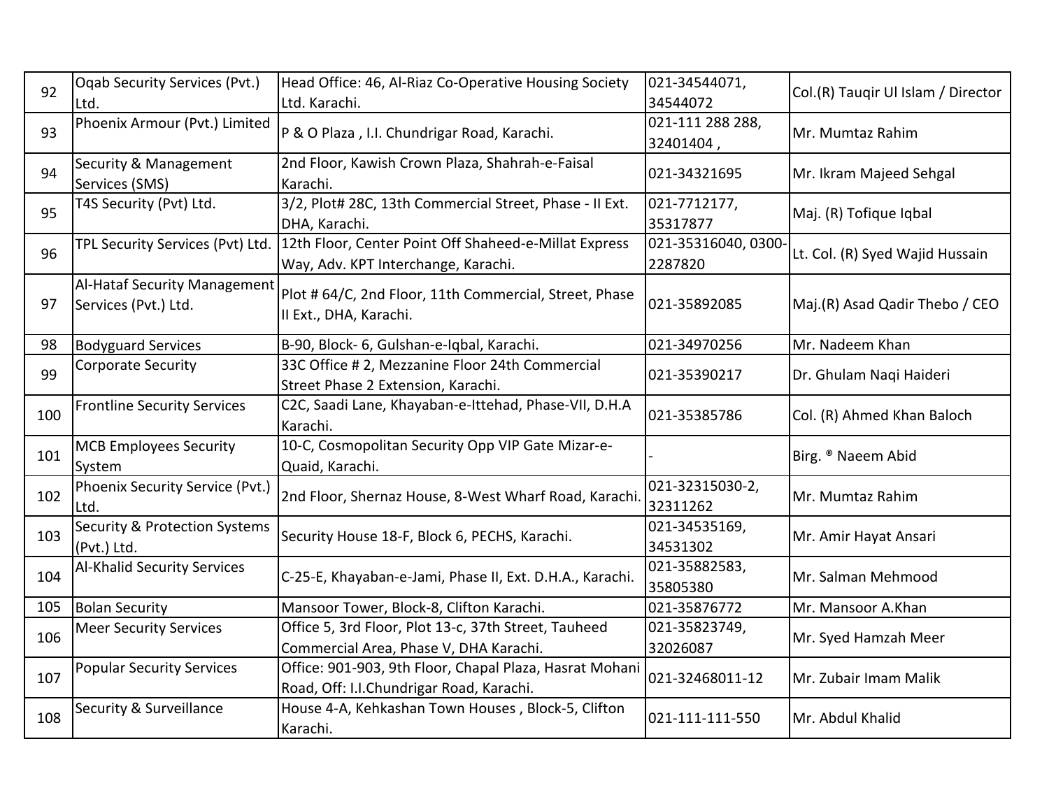| 92 | Oqab Security Services (Pvt.) Ltd. | Head Office: 46, Al-Riaz Co-Operative Housing Society Ltd. Karachi. | 021-34544071, 34544072 | Col.(R) Tauqir Ul Islam / Director |
|---|---|---|---|---|
| 93 | Phoenix Armour (Pvt.) Limited | P & O Plaza , I.I. Chundrigar Road, Karachi. | 021-111 288 288, 32401404 , | Mr. Mumtaz Rahim |
| 94 | Security & Management Services (SMS) | 2nd Floor, Kawish Crown Plaza, Shahrah-e-Faisal Karachi. | 021-34321695 | Mr. Ikram Majeed Sehgal |
| 95 | T4S Security (Pvt) Ltd. | 3/2, Plot# 28C, 13th Commercial Street, Phase - II Ext. DHA, Karachi. | 021-7712177, 35317877 | Maj. (R) Tofique Iqbal |
| 96 | TPL Security Services (Pvt) Ltd. | 12th Floor, Center Point Off Shaheed-e-Millat Express Way, Adv. KPT Interchange, Karachi. | 021-35316040, 0300-2287820 | Lt. Col. (R) Syed Wajid Hussain |
| 97 | Al-Hataf Security Management Services (Pvt.) Ltd. | Plot # 64/C, 2nd Floor, 11th Commercial, Street, Phase II Ext., DHA, Karachi. | 021-35892085 | Maj.(R) Asad Qadir Thebo / CEO |
| 98 | Bodyguard Services | B-90, Block- 6, Gulshan-e-Iqbal, Karachi. | 021-34970256 | Mr. Nadeem Khan |
| 99 | Corporate Security | 33C Office # 2, Mezzanine Floor 24th Commercial Street Phase 2 Extension, Karachi. | 021-35390217 | Dr. Ghulam Naqi Haideri |
| 100 | Frontline Security Services | C2C, Saadi Lane, Khayaban-e-Ittehad, Phase-VII, D.H.A Karachi. | 021-35385786 | Col. (R) Ahmed Khan Baloch |
| 101 | MCB Employees Security System | 10-C, Cosmopolitan Security Opp VIP Gate Mizar-e-Quaid, Karachi. | - | Birg. ® Naeem Abid |
| 102 | Phoenix Security Service (Pvt.) Ltd. | 2nd Floor, Shernaz House, 8-West Wharf Road, Karachi. | 021-32315030-2, 32311262 | Mr. Mumtaz Rahim |
| 103 | Security & Protection Systems (Pvt.) Ltd. | Security House 18-F, Block 6, PECHS, Karachi. | 021-34535169, 34531302 | Mr. Amir Hayat Ansari |
| 104 | Al-Khalid Security Services | C-25-E, Khayaban-e-Jami, Phase II, Ext. D.H.A., Karachi. | 021-35882583, 35805380 | Mr. Salman Mehmood |
| 105 | Bolan Security | Mansoor Tower, Block-8, Clifton Karachi. | 021-35876772 | Mr. Mansoor A.Khan |
| 106 | Meer Security Services | Office 5, 3rd Floor, Plot 13-c, 37th Street, Tauheed Commercial Area, Phase V, DHA Karachi. | 021-35823749, 32026087 | Mr. Syed Hamzah Meer |
| 107 | Popular Security Services | Office: 901-903, 9th Floor, Chapal Plaza, Hasrat Mohani Road, Off: I.I.Chundrigar Road, Karachi. | 021-32468011-12 | Mr. Zubair Imam Malik |
| 108 | Security & Surveillance | House 4-A, Kehkashan Town Houses , Block-5, Clifton Karachi. | 021-111-111-550 | Mr. Abdul Khalid |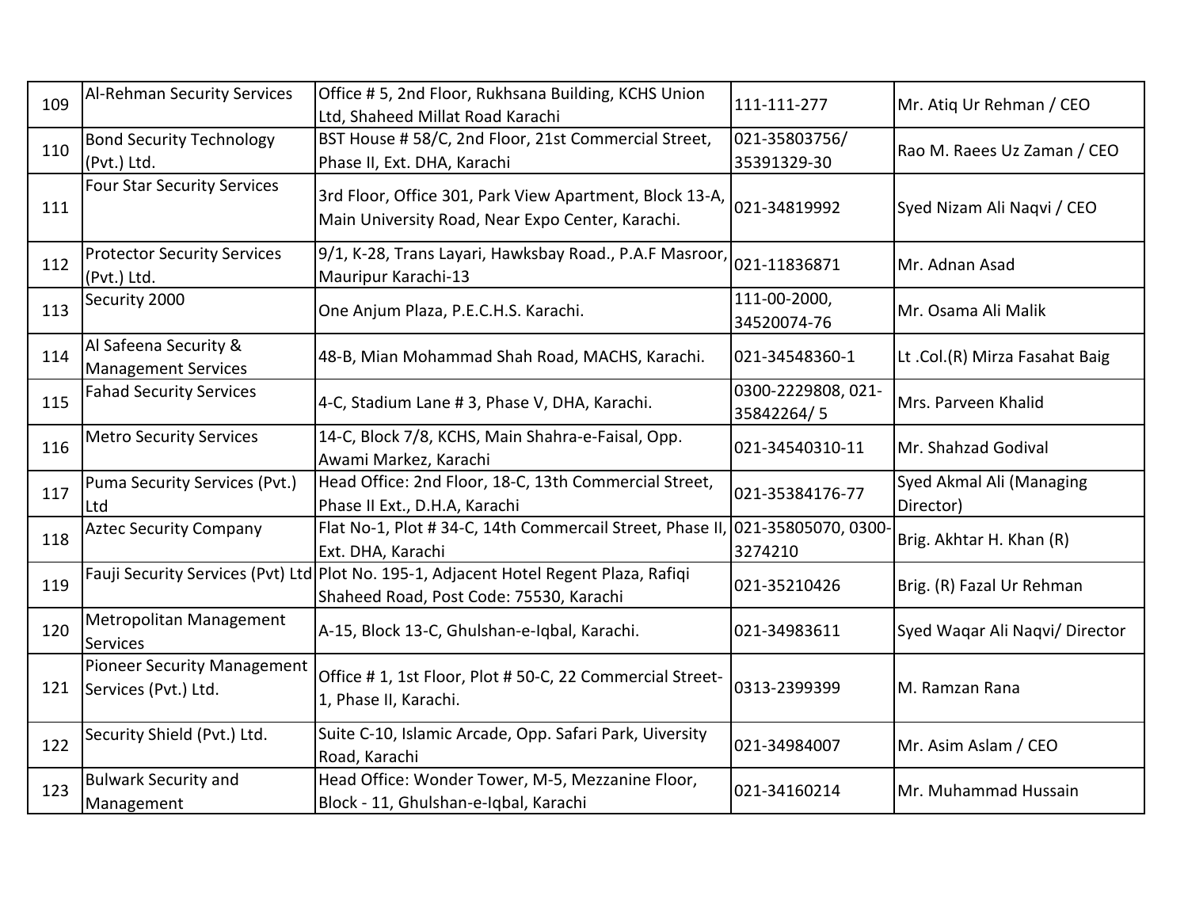| 109 | Al-Rehman Security Services | Office # 5, 2nd Floor, Rukhsana Building, KCHS Union Ltd, Shaheed Millat Road Karachi | 111-111-277 | Mr. Atiq Ur Rehman / CEO |
|---|---|---|---|---|
| 110 | Bond Security Technology (Pvt.) Ltd. | BST House # 58/C, 2nd Floor, 21st Commercial Street, Phase II, Ext. DHA, Karachi | 021-35803756/ 35391329-30 | Rao M. Raees Uz Zaman / CEO |
| 111 | Four Star Security Services | 3rd Floor, Office 301, Park View Apartment, Block 13-A, Main University Road, Near Expo Center, Karachi. | 021-34819992 | Syed Nizam Ali Naqvi / CEO |
| 112 | Protector Security Services (Pvt.) Ltd. | 9/1, K-28, Trans Layari, Hawksbay Road., P.A.F Masroor, Mauripur Karachi-13 | 021-11836871 | Mr. Adnan Asad |
| 113 | Security 2000 | One Anjum Plaza, P.E.C.H.S. Karachi. | 111-00-2000, 34520074-76 | Mr. Osama Ali Malik |
| 114 | Al Safeena Security & Management Services | 48-B, Mian Mohammad Shah Road, MACHS, Karachi. | 021-34548360-1 | Lt .Col.(R) Mirza Fasahat Baig |
| 115 | Fahad Security Services | 4-C, Stadium Lane # 3, Phase V, DHA, Karachi. | 0300-2229808, 021-35842264/ 5 | Mrs. Parveen Khalid |
| 116 | Metro Security Services | 14-C, Block 7/8, KCHS, Main Shahra-e-Faisal, Opp. Awami Markez, Karachi | 021-34540310-11 | Mr. Shahzad Godival |
| 117 | Puma Security Services (Pvt.) Ltd | Head Office: 2nd Floor, 18-C, 13th Commercial Street, Phase II Ext., D.H.A, Karachi | 021-35384176-77 | Syed Akmal Ali (Managing Director) |
| 118 | Aztec Security Company | Flat No-1, Plot # 34-C, 14th Commercail Street, Phase II, Ext. DHA, Karachi | 021-35805070, 0300-3274210 | Brig. Akhtar H. Khan (R) |
| 119 | Fauji Security Services (Pvt) Ltd | Plot No. 195-1, Adjacent Hotel Regent Plaza, Rafiqi Shaheed Road, Post Code: 75530, Karachi | 021-35210426 | Brig. (R) Fazal Ur Rehman |
| 120 | Metropolitan Management Services | A-15, Block 13-C, Ghulshan-e-Iqbal, Karachi. | 021-34983611 | Syed Waqar Ali Naqvi/ Director |
| 121 | Pioneer Security Management Services (Pvt.) Ltd. | Office # 1, 1st Floor, Plot # 50-C, 22 Commercial Street-1, Phase II, Karachi. | 0313-2399399 | M. Ramzan Rana |
| 122 | Security Shield (Pvt.) Ltd. | Suite C-10, Islamic Arcade, Opp. Safari Park, Uiversity Road, Karachi | 021-34984007 | Mr. Asim Aslam / CEO |
| 123 | Bulwark Security and Management | Head Office: Wonder Tower, M-5, Mezzanine Floor, Block - 11, Ghulshan-e-Iqbal, Karachi | 021-34160214 | Mr. Muhammad Hussain |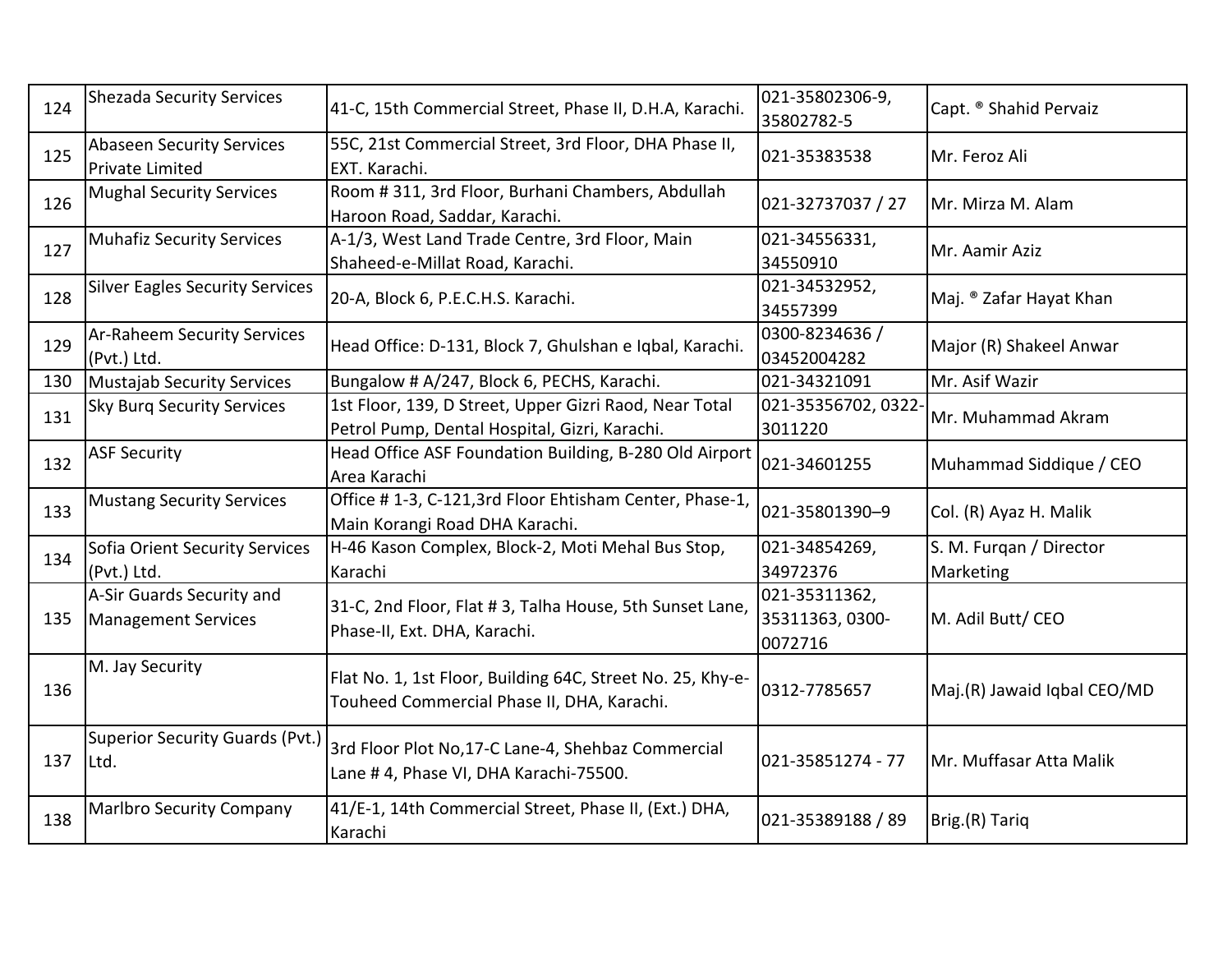| | | | | |
|---|---|---|---|---|
| 124 | Shezada Security Services | 41-C, 15th Commercial Street, Phase II, D.H.A, Karachi. | 021-35802306-9, 35802782-5 | Capt. ® Shahid Pervaiz |
| 125 | Abaseen Security Services Private Limited | 55C, 21st Commercial Street, 3rd Floor, DHA Phase II, EXT. Karachi. | 021-35383538 | Mr. Feroz Ali |
| 126 | Mughal Security Services | Room # 311, 3rd Floor, Burhani Chambers, Abdullah Haroon Road, Saddar, Karachi. | 021-32737037 / 27 | Mr. Mirza M. Alam |
| 127 | Muhafiz Security Services | A-1/3, West Land Trade Centre, 3rd Floor, Main Shaheed-e-Millat Road, Karachi. | 021-34556331, 34550910 | Mr. Aamir Aziz |
| 128 | Silver Eagles Security Services | 20-A, Block 6, P.E.C.H.S. Karachi. | 021-34532952, 34557399 | Maj. ® Zafar Hayat Khan |
| 129 | Ar-Raheem Security Services (Pvt.) Ltd. | Head Office: D-131, Block 7, Ghulshan e Iqbal, Karachi. | 0300-8234636 / 03452004282 | Major (R) Shakeel Anwar |
| 130 | Mustajab Security Services | Bungalow # A/247, Block 6, PECHS, Karachi. | 021-34321091 | Mr. Asif Wazir |
| 131 | Sky Burq Security Services | 1st Floor, 139, D Street, Upper Gizri Raod, Near Total Petrol Pump, Dental Hospital, Gizri, Karachi. | 021-35356702, 0322-3011220 | Mr. Muhammad Akram |
| 132 | ASF Security | Head Office ASF Foundation Building, B-280 Old Airport Area Karachi | 021-34601255 | Muhammad Siddique / CEO |
| 133 | Mustang Security Services | Office # 1-3, C-121,3rd Floor Ehtisham Center, Phase-1, Main Korangi Road DHA Karachi. | 021-35801390–9 | Col. (R) Ayaz H. Malik |
| 134 | Sofia Orient Security Services (Pvt.) Ltd. | H-46 Kason Complex, Block-2, Moti Mehal Bus Stop, Karachi | 021-34854269, 34972376 | S. M. Furqan / Director Marketing |
| 135 | A-Sir Guards Security and Management Services | 31-C, 2nd Floor, Flat # 3, Talha House, 5th Sunset Lane, Phase-II, Ext. DHA, Karachi. | 021-35311362, 35311363, 0300-0072716 | M. Adil Butt/ CEO |
| 136 | M. Jay Security | Flat No. 1, 1st Floor, Building 64C, Street No. 25, Khy-e-Touheed Commercial Phase II, DHA, Karachi. | 0312-7785657 | Maj.(R) Jawaid Iqbal CEO/MD |
| 137 | Superior Security Guards (Pvt.) Ltd. | 3rd Floor Plot No,17-C Lane-4, Shehbaz Commercial Lane # 4, Phase VI, DHA Karachi-75500. | 021-35851274 - 77 | Mr. Muffasar Atta Malik |
| 138 | Marlbro Security Company | 41/E-1, 14th Commercial Street, Phase II, (Ext.) DHA, Karachi | 021-35389188 / 89 | Brig.(R) Tariq |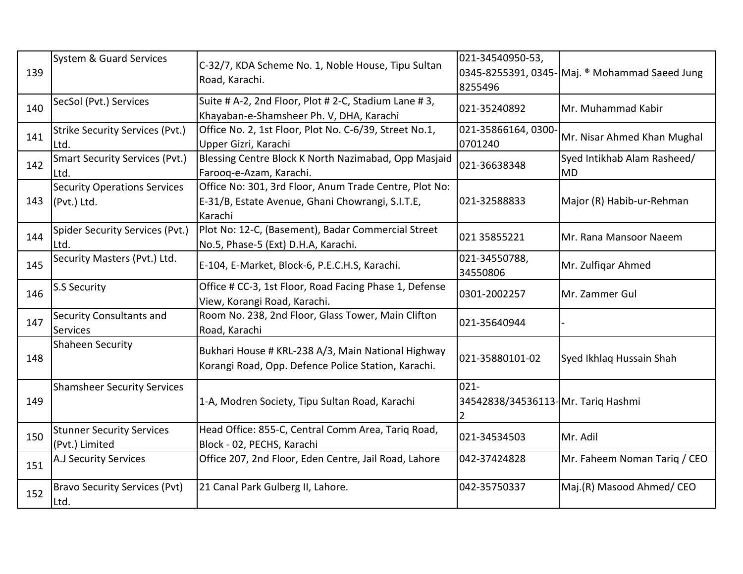| 139 | System & Guard Services | C-32/7, KDA Scheme No. 1, Noble House, Tipu Sultan Road, Karachi. | 021-34540950-53, 0345-8255391, 0345-8255496 | Maj. ® Mohammad Saeed Jung |
|---|---|---|---|---|
| 140 | SecSol (Pvt.) Services | Suite # A-2, 2nd Floor, Plot # 2-C, Stadium Lane # 3, Khayaban-e-Shamsheer Ph. V, DHA, Karachi | 021-35240892 | Mr. Muhammad Kabir |
| 141 | Strike Security Services (Pvt.) Ltd. | Office No. 2, 1st Floor, Plot No. C-6/39, Street No.1, Upper Gizri, Karachi | 021-35866164, 0300-0701240 | Mr. Nisar Ahmed Khan Mughal |
| 142 | Smart Security Services (Pvt.) Ltd. | Blessing Centre Block K North Nazimabad, Opp Masjaid Farooq-e-Azam, Karachi. | 021-36638348 | Syed Intikhab Alam Rasheed/ MD |
| 143 | Security Operations Services (Pvt.) Ltd. | Office No: 301, 3rd Floor, Anum Trade Centre, Plot No: E-31/B, Estate Avenue, Ghani Chowrangi, S.I.T.E, Karachi | 021-32588833 | Major (R) Habib-ur-Rehman |
| 144 | Spider Security Services (Pvt.) Ltd. | Plot No: 12-C, (Basement), Badar Commercial Street No.5, Phase-5 (Ext) D.H.A, Karachi. | 021 35855221 | Mr. Rana Mansoor Naeem |
| 145 | Security Masters (Pvt.) Ltd. | E-104, E-Market, Block-6, P.E.C.H.S, Karachi. | 021-34550788, 34550806 | Mr. Zulfiqar Ahmed |
| 146 | S.S Security | Office # CC-3, 1st Floor, Road Facing Phase 1, Defense View, Korangi Road, Karachi. | 0301-2002257 | Mr. Zammer Gul |
| 147 | Security Consultants and Services | Room No. 238, 2nd Floor, Glass Tower, Main Clifton Road, Karachi | 021-35640944 | - |
| 148 | Shaheen Security | Bukhari House # KRL-238 A/3, Main National Highway Korangi Road, Opp. Defence Police Station, Karachi. | 021-35880101-02 | Syed Ikhlaq Hussain Shah |
| 149 | Shamsheer Security Services | 1-A, Modren Society, Tipu Sultan Road, Karachi | 021-34542838/34536113-2 | Mr. Tariq Hashmi |
| 150 | Stunner Security Services (Pvt.) Limited | Head Office: 855-C, Central Comm Area, Tariq Road, Block - 02, PECHS, Karachi | 021-34534503 | Mr. Adil |
| 151 | A.J Security Services | Office 207, 2nd Floor, Eden Centre, Jail Road, Lahore | 042-37424828 | Mr. Faheem Noman Tariq / CEO |
| 152 | Bravo Security Services (Pvt) Ltd. | 21 Canal Park Gulberg II, Lahore. | 042-35750337 | Maj.(R) Masood Ahmed/ CEO |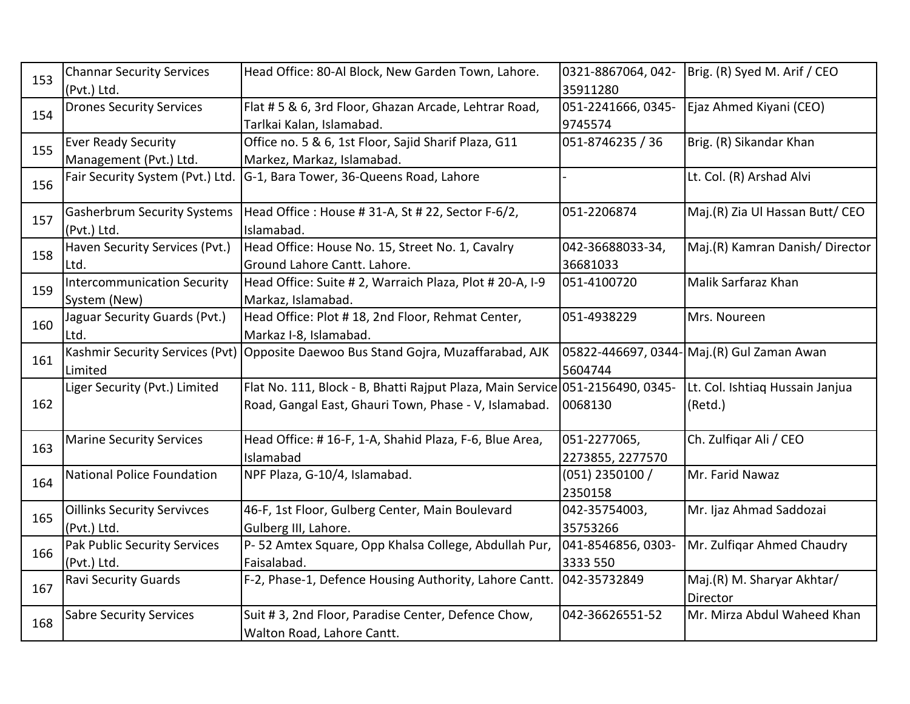| | | | | |
|---|---|---|---|---|
| 153 | Channar Security Services (Pvt.) Ltd. | Head Office: 80-Al Block, New Garden Town, Lahore. | 0321-8867064, 042-35911280 | Brig. (R) Syed M. Arif / CEO |
| 154 | Drones Security Services | Flat # 5 & 6, 3rd Floor, Ghazan Arcade, Lehtrar Road, Tarlkai Kalan, Islamabad. | 051-2241666, 0345-9745574 | Ejaz Ahmed Kiyani (CEO) |
| 155 | Ever Ready Security Management (Pvt.) Ltd. | Office no. 5 & 6, 1st Floor, Sajid Sharif Plaza, G11 Markez, Markaz, Islamabad. | 051-8746235 / 36 | Brig. (R) Sikandar Khan |
| 156 | Fair Security System (Pvt.) Ltd. | G-1, Bara Tower, 36-Queens Road, Lahore | - | Lt. Col. (R) Arshad Alvi |
| 157 | Gasherbrum Security Systems (Pvt.) Ltd. | Head Office : House # 31-A, St # 22, Sector F-6/2, Islamabad. | 051-2206874 | Maj.(R) Zia Ul Hassan Butt/ CEO |
| 158 | Haven Security Services (Pvt.) Ltd. | Head Office: House No. 15, Street No. 1, Cavalry Ground Lahore Cantt. Lahore. | 042-36688033-34, 36681033 | Maj.(R) Kamran Danish/ Director |
| 159 | Intercommunication Security System (New) | Head Office: Suite # 2, Warraich Plaza, Plot # 20-A, I-9 Markaz, Islamabad. | 051-4100720 | Malik Sarfaraz Khan |
| 160 | Jaguar Security Guards (Pvt.) Ltd. | Head Office: Plot # 18, 2nd Floor, Rehmat Center, Markaz I-8, Islamabad. | 051-4938229 | Mrs. Noureen |
| 161 | Kashmir Security Services (Pvt) Limited | Opposite Daewoo Bus Stand Gojra, Muzaffarabad, AJK | 05822-446697, 0344-5604744 | Maj.(R) Gul Zaman Awan |
| 162 | Liger Security (Pvt.) Limited | Flat No. 111, Block - B, Bhatti Rajput Plaza, Main Service Road, Gangal East, Ghauri Town, Phase - V, Islamabad. | 051-2156490, 0345-0068130 | Lt. Col. Ishtiaq Hussain Janjua (Retd.) |
| 163 | Marine Security Services | Head Office: # 16-F, 1-A, Shahid Plaza, F-6, Blue Area, Islamabad | 051-2277065, 2273855, 2277570 | Ch. Zulfiqar Ali / CEO |
| 164 | National Police Foundation | NPF Plaza, G-10/4, Islamabad. | (051) 2350100 / 2350158 | Mr. Farid Nawaz |
| 165 | Oillinks Security Servivces (Pvt.) Ltd. | 46-F, 1st Floor, Gulberg Center, Main Boulevard Gulberg III, Lahore. | 042-35754003, 35753266 | Mr. Ijaz Ahmad Saddozai |
| 166 | Pak Public Security Services (Pvt.) Ltd. | P- 52 Amtex Square, Opp Khalsa College, Abdullah Pur, Faisalabad. | 041-8546856, 0303-3333 550 | Mr. Zulfiqar Ahmed Chaudry |
| 167 | Ravi Security Guards | F-2, Phase-1, Defence Housing Authority, Lahore Cantt. | 042-35732849 | Maj.(R) M. Sharyar Akhtar/ Director |
| 168 | Sabre Security Services | Suit # 3, 2nd Floor, Paradise Center, Defence Chow, Walton Road, Lahore Cantt. | 042-36626551-52 | Mr. Mirza Abdul Waheed Khan |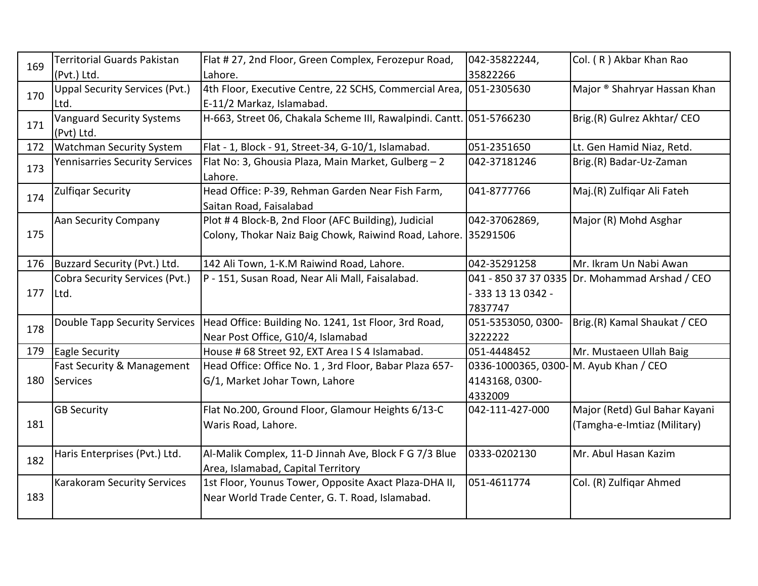| 169 | Territorial Guards Pakistan (Pvt.) Ltd. | Flat # 27, 2nd Floor, Green Complex, Ferozepur Road, Lahore. | 042-35822244, 35822266 | Col. ( R ) Akbar Khan Rao |
|---|---|---|---|---|
| 170 | Uppal Security Services (Pvt.) Ltd. | 4th Floor, Executive Centre, 22 SCHS, Commercial Area, E-11/2 Markaz, Islamabad. | 051-2305630 | Major ® Shahryar Hassan Khan |
| 171 | Vanguard Security Systems (Pvt) Ltd. | H-663, Street 06, Chakala Scheme III, Rawalpindi. Cantt. | 051-5766230 | Brig.(R) Gulrez Akhtar/ CEO |
| 172 | Watchman Security System | Flat - 1, Block - 91, Street-34, G-10/1, Islamabad. | 051-2351650 | Lt. Gen Hamid Niaz, Retd. |
| 173 | Yennisarries Security Services | Flat No: 3, Ghousia Plaza, Main Market, Gulberg – 2 Lahore. | 042-37181246 | Brig.(R) Badar-Uz-Zaman |
| 174 | Zulfiqar Security | Head Office: P-39, Rehman Garden Near Fish Farm, Saitan Road, Faisalabad | 041-8777766 | Maj.(R) Zulfiqar Ali Fateh |
| 175 | Aan Security Company | Plot # 4 Block-B, 2nd Floor (AFC Building), Judicial Colony, Thokar Naiz Baig Chowk, Raiwind Road, Lahore. | 042-37062869, 35291506 | Major (R) Mohd Asghar |
| 176 | Buzzard Security (Pvt.) Ltd. | 142 Ali Town, 1-K.M Raiwind Road, Lahore. | 042-35291258 | Mr. Ikram Un Nabi Awan |
| 177 | Cobra Security Services (Pvt.) Ltd. | P - 151, Susan Road, Near Ali Mall, Faisalabad. | 041 - 850 37 37 0335 - 333 13 13 0342 - 7837747 | Dr. Mohammad Arshad / CEO |
| 178 | Double Tapp Security Services | Head Office: Building No. 1241, 1st Floor, 3rd Road, Near Post Office, G10/4, Islamabad | 051-5353050, 0300-3222222 | Brig.(R) Kamal Shaukat / CEO |
| 179 | Eagle Security | House # 68 Street 92, EXT Area I S 4 Islamabad. | 051-4448452 | Mr. Mustaeen Ullah Baig |
| 180 | Fast Security & Management Services | Head Office: Office No. 1 , 3rd Floor, Babar Plaza 657-G/1, Market Johar Town, Lahore | 0336-1000365, 0300-4143168, 0300-4332009 | M. Ayub Khan / CEO |
| 181 | GB Security | Flat No.200, Ground Floor, Glamour Heights 6/13-C Waris Road, Lahore. | 042-111-427-000 | Major (Retd) Gul Bahar Kayani (Tamgha-e-Imtiaz (Military) |
| 182 | Haris Enterprises (Pvt.) Ltd. | Al-Malik Complex, 11-D Jinnah Ave, Block F G 7/3 Blue Area, Islamabad, Capital Territory | 0333-0202130 | Mr. Abul Hasan Kazim |
| 183 | Karakoram Security Services | 1st Floor, Younus Tower, Opposite Axact Plaza-DHA II, Near World Trade Center, G. T. Road, Islamabad. | 051-4611774 | Col. (R) Zulfiqar Ahmed |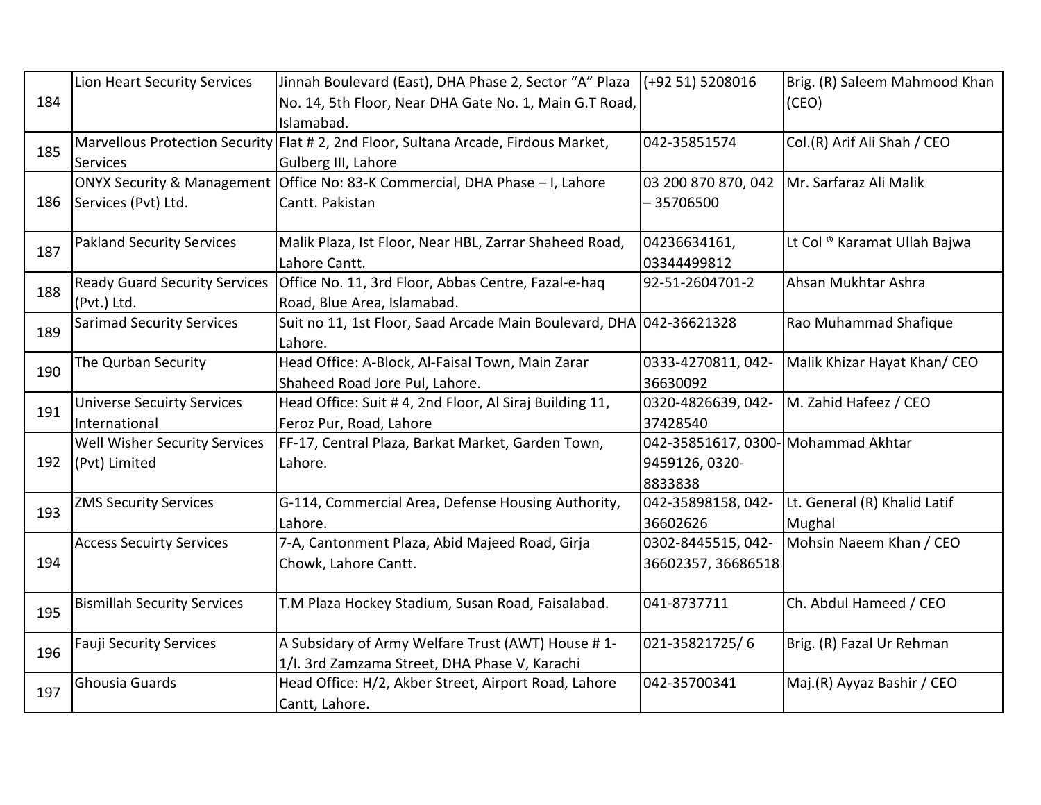| 184 | Lion Heart Security Services | Jinnah Boulevard (East), DHA Phase 2, Sector "A" Plaza No. 14, 5th Floor, Near DHA Gate No. 1, Main G.T Road, Islamabad. | (+92 51) 5208016 | Brig. (R) Saleem Mahmood Khan (CEO) |
|---|---|---|---|---|
| 185 | Marvellous Protection Security Services | Flat # 2, 2nd Floor, Sultana Arcade, Firdous Market, Gulberg III, Lahore | 042-35851574 | Col.(R) Arif Ali Shah / CEO |
| 186 | ONYX Security & Management Services (Pvt) Ltd. | Office No: 83-K Commercial, DHA Phase – I, Lahore Cantt. Pakistan | 03 200 870 870, 042 – 35706500 | Mr. Sarfaraz Ali Malik |
| 187 | Pakland Security Services | Malik Plaza, Ist Floor, Near HBL, Zarrar Shaheed Road, Lahore Cantt. | 04236634161, 03344499812 | Lt Col ® Karamat Ullah Bajwa |
| 188 | Ready Guard Security Services (Pvt.) Ltd. | Office No. 11, 3rd Floor, Abbas Centre, Fazal-e-haq Road, Blue Area, Islamabad. | 92-51-2604701-2 | Ahsan Mukhtar Ashra |
| 189 | Sarimad Security Services | Suit no 11, 1st Floor, Saad Arcade Main Boulevard, DHA Lahore. | 042-36621328 | Rao Muhammad Shafique |
| 190 | The Qurban Security | Head Office: A-Block, Al-Faisal Town, Main Zarar Shaheed Road Jore Pul, Lahore. | 0333-4270811, 042-36630092 | Malik Khizar Hayat Khan/ CEO |
| 191 | Universe Secuirty Services International | Head Office: Suit # 4, 2nd Floor, Al Siraj Building 11, Feroz Pur, Road, Lahore | 0320-4826639, 042-37428540 | M. Zahid Hafeez / CEO |
| 192 | Well Wisher Security Services (Pvt) Limited | FF-17, Central Plaza, Barkat Market, Garden Town, Lahore. | 042-35851617, 0300-9459126, 0320-8833838 | Mohammad Akhtar |
| 193 | ZMS Security Services | G-114, Commercial Area, Defense Housing Authority, Lahore. | 042-35898158, 042-36602626 | Lt. General (R) Khalid Latif Mughal |
| 194 | Access Secuirty Services | 7-A, Cantonment Plaza, Abid Majeed Road, Girja Chowk, Lahore Cantt. | 0302-8445515, 042-36602357, 36686518 | Mohsin Naeem Khan / CEO |
| 195 | Bismillah Security Services | T.M Plaza Hockey Stadium, Susan Road, Faisalabad. | 041-8737711 | Ch. Abdul Hameed / CEO |
| 196 | Fauji Security Services | A Subsidary of Army Welfare Trust (AWT) House # 1-1/I. 3rd Zamzama Street, DHA Phase V, Karachi | 021-35821725/ 6 | Brig. (R) Fazal Ur Rehman |
| 197 | Ghousia Guards | Head Office: H/2, Akber Street, Airport Road, Lahore Cantt, Lahore. | 042-35700341 | Maj.(R) Ayyaz Bashir / CEO |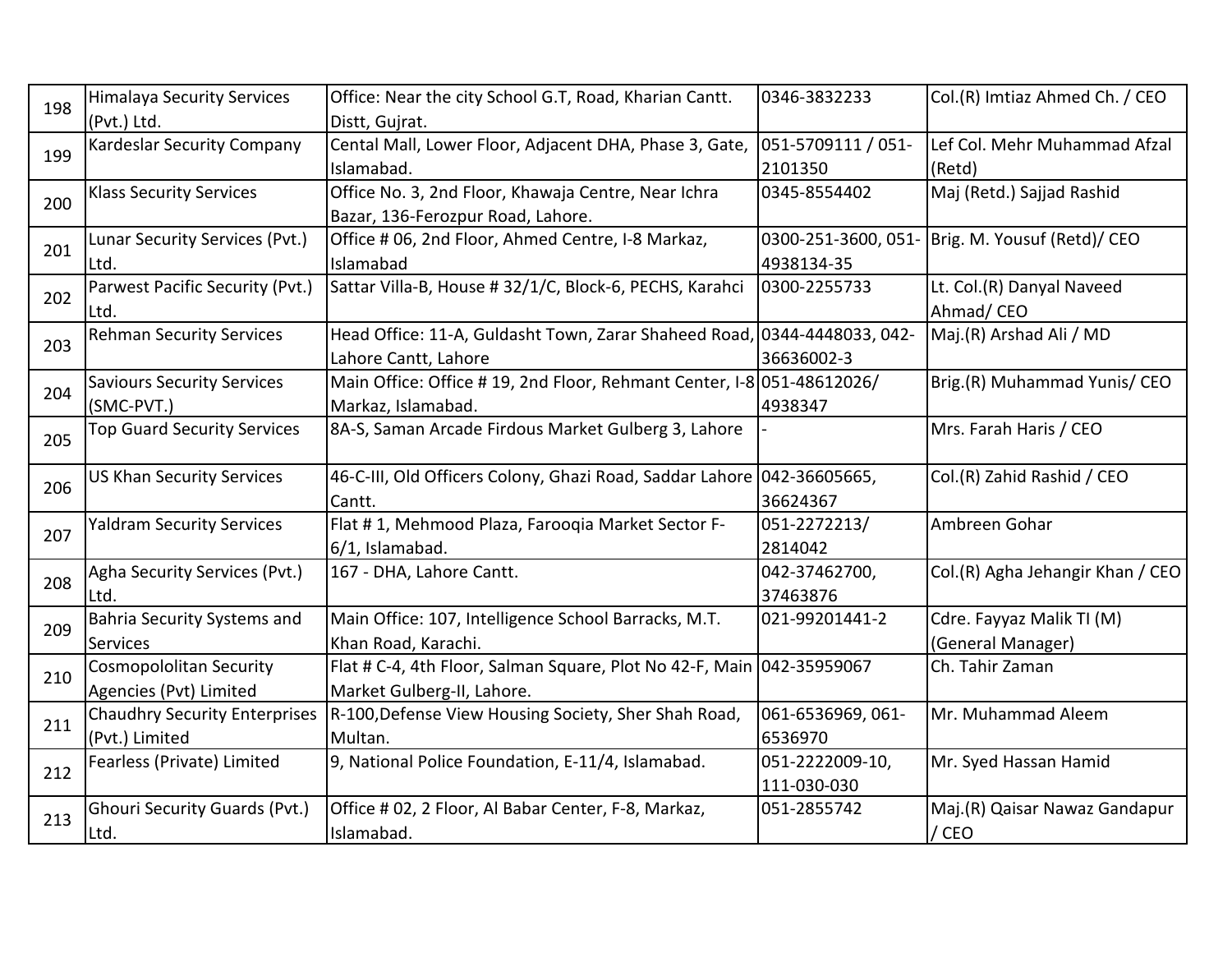| 198 | Himalaya Security Services (Pvt.) Ltd. | Office: Near the city School G.T, Road, Kharian Cantt. Distt, Gujrat. | 0346-3832233 | Col.(R) Imtiaz Ahmed Ch. / CEO |
|---|---|---|---|---|
| 199 | Kardeslar Security Company | Cental Mall, Lower Floor, Adjacent DHA, Phase 3, Gate, Islamabad. | 051-5709111 / 051-2101350 | Lef Col. Mehr Muhammad Afzal (Retd) |
| 200 | Klass Security Services | Office No. 3, 2nd Floor, Khawaja Centre, Near Ichra Bazar, 136-Ferozpur Road, Lahore. | 0345-8554402 | Maj (Retd.) Sajjad Rashid |
| 201 | Lunar Security Services (Pvt.) Ltd. | Office # 06, 2nd Floor, Ahmed Centre, I-8 Markaz, Islamabad | 0300-251-3600, 051-4938134-35 | Brig. M. Yousuf (Retd)/ CEO |
| 202 | Parwest Pacific Security (Pvt.) Ltd. | Sattar Villa-B, House # 32/1/C, Block-6, PECHS, Karahci | 0300-2255733 | Lt. Col.(R) Danyal Naveed Ahmad/ CEO |
| 203 | Rehman Security Services | Head Office: 11-A, Guldasht Town, Zarar Shaheed Road, Lahore Cantt, Lahore | 0344-4448033, 042-36636002-3 | Maj.(R) Arshad Ali / MD |
| 204 | Saviours Security Services (SMC-PVT.) | Main Office: Office # 19, 2nd Floor, Rehmant Center, I-8 Markaz, Islamabad. | 051-48612026/ 4938347 | Brig.(R) Muhammad Yunis/ CEO |
| 205 | Top Guard Security Services | 8A-S, Saman Arcade Firdous Market Gulberg 3, Lahore | - | Mrs. Farah Haris / CEO |
| 206 | US Khan Security Services | 46-C-III, Old Officers Colony, Ghazi Road, Saddar Lahore Cantt. | 042-36605665, 36624367 | Col.(R) Zahid Rashid / CEO |
| 207 | Yaldram Security Services | Flat # 1, Mehmood Plaza, Farooqia Market Sector F-6/1, Islamabad. | 051-2272213/ 2814042 | Ambreen Gohar |
| 208 | Agha Security Services (Pvt.) Ltd. | 167 - DHA, Lahore Cantt. | 042-37462700, 37463876 | Col.(R) Agha Jehangir Khan / CEO |
| 209 | Bahria Security Systems and Services | Main Office: 107, Intelligence School Barracks, M.T. Khan Road, Karachi. | 021-99201441-2 | Cdre. Fayyaz Malik TI (M) (General Manager) |
| 210 | Cosmopololitan Security Agencies (Pvt) Limited | Flat # C-4, 4th Floor, Salman Square, Plot No 42-F, Main Market Gulberg-II, Lahore. | 042-35959067 | Ch. Tahir Zaman |
| 211 | Chaudhry Security Enterprises (Pvt.) Limited | R-100,Defense View Housing Society, Sher Shah Road, Multan. | 061-6536969, 061-6536970 | Mr. Muhammad Aleem |
| 212 | Fearless (Private) Limited | 9, National Police Foundation, E-11/4, Islamabad. | 051-2222009-10, 111-030-030 | Mr. Syed Hassan Hamid |
| 213 | Ghouri Security Guards (Pvt.) Ltd. | Office # 02, 2 Floor, Al Babar Center, F-8, Markaz, Islamabad. | 051-2855742 | Maj.(R) Qaisar Nawaz Gandapur / CEO |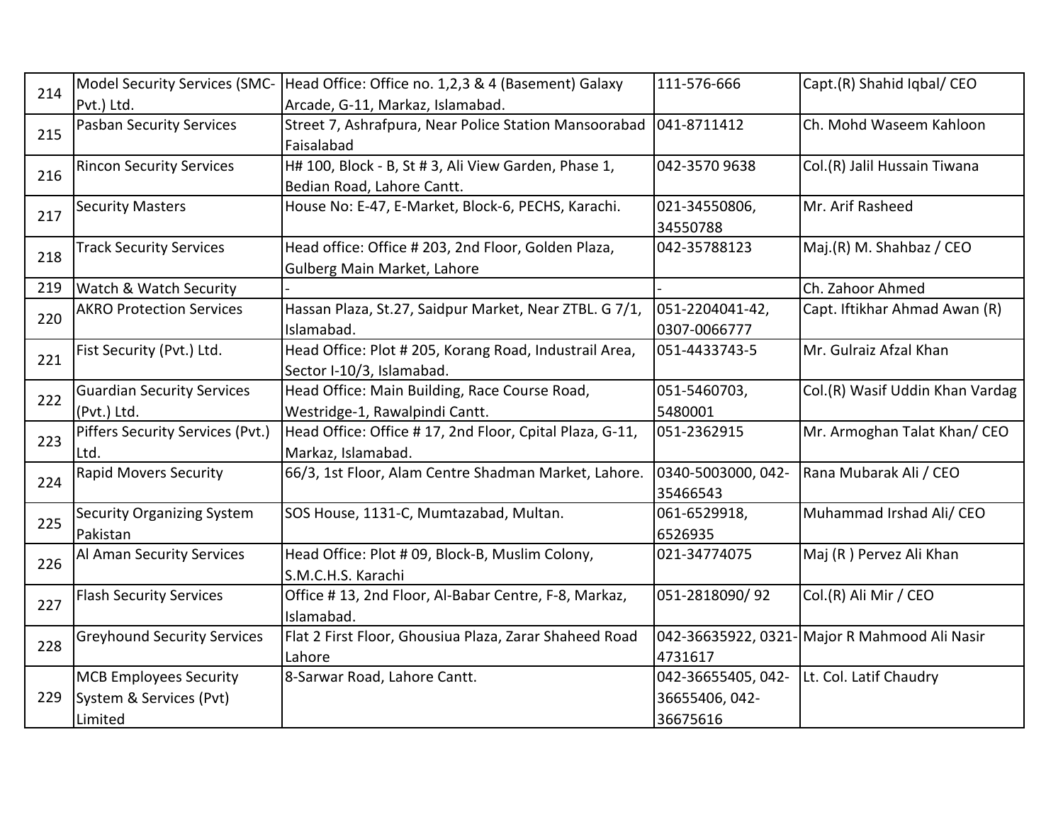| 214 | Model Security Services (SMC-Pvt.) Ltd. | Head Office: Office no. 1,2,3 & 4 (Basement) Galaxy Arcade, G-11, Markaz, Islamabad. | 111-576-666 | Capt.(R) Shahid Iqbal/ CEO |
|---|---|---|---|---|
| 215 | Pasban Security Services | Street 7, Ashrafpura, Near Police Station Mansoorabad Faisalabad | 041-8711412 | Ch. Mohd Waseem Kahloon |
| 216 | Rincon Security Services | H# 100, Block - B, St # 3, Ali View Garden, Phase 1, Bedian Road, Lahore Cantt. | 042-3570 9638 | Col.(R) Jalil Hussain Tiwana |
| 217 | Security Masters | House No: E-47, E-Market, Block-6, PECHS, Karachi. | 021-34550806, 34550788 | Mr. Arif Rasheed |
| 218 | Track Security Services | Head office: Office # 203, 2nd Floor, Golden Plaza, Gulberg Main Market, Lahore | 042-35788123 | Maj.(R) M. Shahbaz / CEO |
| 219 | Watch & Watch Security | - | - | Ch. Zahoor Ahmed |
| 220 | AKRO Protection Services | Hassan Plaza, St.27, Saidpur Market, Near ZTBL. G 7/1, Islamabad. | 051-2204041-42, 0307-0066777 | Capt. Iftikhar Ahmad Awan (R) |
| 221 | Fist Security (Pvt.) Ltd. | Head Office: Plot # 205, Korang Road, Industrail Area, Sector I-10/3, Islamabad. | 051-4433743-5 | Mr. Gulraiz Afzal Khan |
| 222 | Guardian Security Services (Pvt.) Ltd. | Head Office: Main Building, Race Course Road, Westridge-1, Rawalpindi Cantt. | 051-5460703, 5480001 | Col.(R) Wasif Uddin Khan Vardag |
| 223 | Piffers Security Services (Pvt.) Ltd. | Head Office: Office # 17, 2nd Floor, Cpital Plaza, G-11, Markaz, Islamabad. | 051-2362915 | Mr. Armoghan Talat Khan/ CEO |
| 224 | Rapid Movers Security | 66/3, 1st Floor, Alam Centre Shadman Market, Lahore. | 0340-5003000, 042-35466543 | Rana Mubarak Ali / CEO |
| 225 | Security Organizing System Pakistan | SOS House, 1131-C, Mumtazabad, Multan. | 061-6529918, 6526935 | Muhammad Irshad Ali/ CEO |
| 226 | Al Aman Security Services | Head Office: Plot # 09, Block-B, Muslim Colony, S.M.C.H.S. Karachi | 021-34774075 | Maj (R ) Pervez Ali Khan |
| 227 | Flash Security Services | Office # 13, 2nd Floor, Al-Babar Centre, F-8, Markaz, Islamabad. | 051-2818090/ 92 | Col.(R) Ali Mir / CEO |
| 228 | Greyhound Security Services | Flat 2 First Floor, Ghousiua Plaza, Zarar Shaheed Road Lahore | 042-36635922, 0321-4731617 | Major R Mahmood Ali Nasir |
| 229 | MCB Employees Security System & Services (Pvt) Limited | 8-Sarwar Road, Lahore Cantt. | 042-36655405, 042-36655406, 042-36675616 | Lt. Col. Latif Chaudry |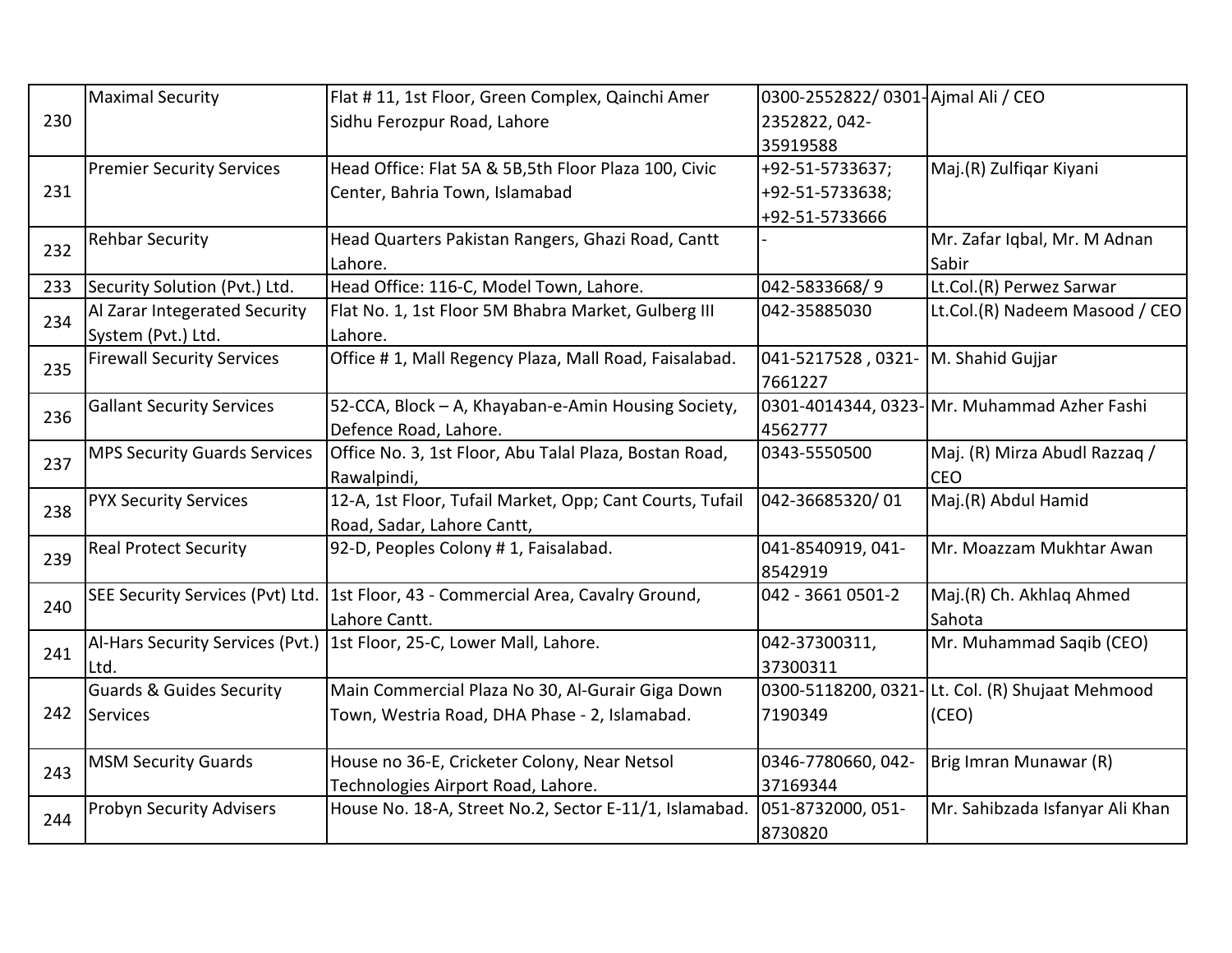| 230 | Maximal Security | Flat # 11, 1st Floor, Green Complex, Qainchi Amer Sidhu Ferozpur Road, Lahore | 0300-2552822/ 0301-2352822, 042-35919588 | Ajmal Ali / CEO |
|---|---|---|---|---|
| 231 | Premier Security Services | Head Office: Flat 5A & 5B,5th Floor Plaza 100, Civic Center, Bahria Town, Islamabad | +92-51-5733637; +92-51-5733638; +92-51-5733666 | Maj.(R) Zulfiqar Kiyani |
| 232 | Rehbar Security | Head Quarters Pakistan Rangers, Ghazi Road, Cantt Lahore. | - | Mr. Zafar Iqbal, Mr. M Adnan Sabir |
| 233 | Security Solution (Pvt.) Ltd. | Head Office: 116-C, Model Town, Lahore. | 042-5833668/ 9 | Lt.Col.(R) Perwez Sarwar |
| 234 | Al Zarar Integerated Security System (Pvt.) Ltd. | Flat No. 1, 1st Floor 5M Bhabra Market, Gulberg III Lahore. | 042-35885030 | Lt.Col.(R) Nadeem Masood / CEO |
| 235 | Firewall Security Services | Office # 1, Mall Regency Plaza, Mall Road, Faisalabad. | 041-5217528 , 0321-7661227 | M. Shahid Gujjar |
| 236 | Gallant Security Services | 52-CCA, Block – A, Khayaban-e-Amin Housing Society, Defence Road, Lahore. | 0301-4014344, 0323-4562777 | Mr. Muhammad Azher Fashi |
| 237 | MPS Security Guards Services | Office No. 3, 1st Floor, Abu Talal Plaza, Bostan Road, Rawalpindi, | 0343-5550500 | Maj. (R) Mirza Abudl Razzaq / CEO |
| 238 | PYX Security Services | 12-A, 1st Floor, Tufail Market, Opp; Cant Courts, Tufail Road, Sadar, Lahore Cantt, | 042-36685320/ 01 | Maj.(R) Abdul Hamid |
| 239 | Real Protect Security | 92-D, Peoples Colony # 1, Faisalabad. | 041-8540919, 041-8542919 | Mr. Moazzam Mukhtar Awan |
| 240 | SEE Security Services (Pvt) Ltd. | 1st Floor, 43 - Commercial Area, Cavalry Ground, Lahore Cantt. | 042 - 3661 0501-2 | Maj.(R) Ch. Akhlaq Ahmed Sahota |
| 241 | Al-Hars Security Services (Pvt.) Ltd. | 1st Floor, 25-C, Lower Mall, Lahore. | 042-37300311, 37300311 | Mr. Muhammad Saqib (CEO) |
| 242 | Guards & Guides Security Services | Main Commercial Plaza No 30, Al-Gurair Giga Down Town, Westria Road, DHA Phase - 2, Islamabad. | 0300-5118200, 0321-7190349 | Lt. Col. (R) Shujaat Mehmood (CEO) |
| 243 | MSM Security Guards | House no 36-E, Cricketer Colony, Near Netsol Technologies Airport Road, Lahore. | 0346-7780660, 042-37169344 | Brig Imran Munawar (R) |
| 244 | Probyn Security Advisers | House No. 18-A, Street No.2, Sector E-11/1, Islamabad. | 051-8732000, 051-8730820 | Mr. Sahibzada Isfanyar Ali Khan |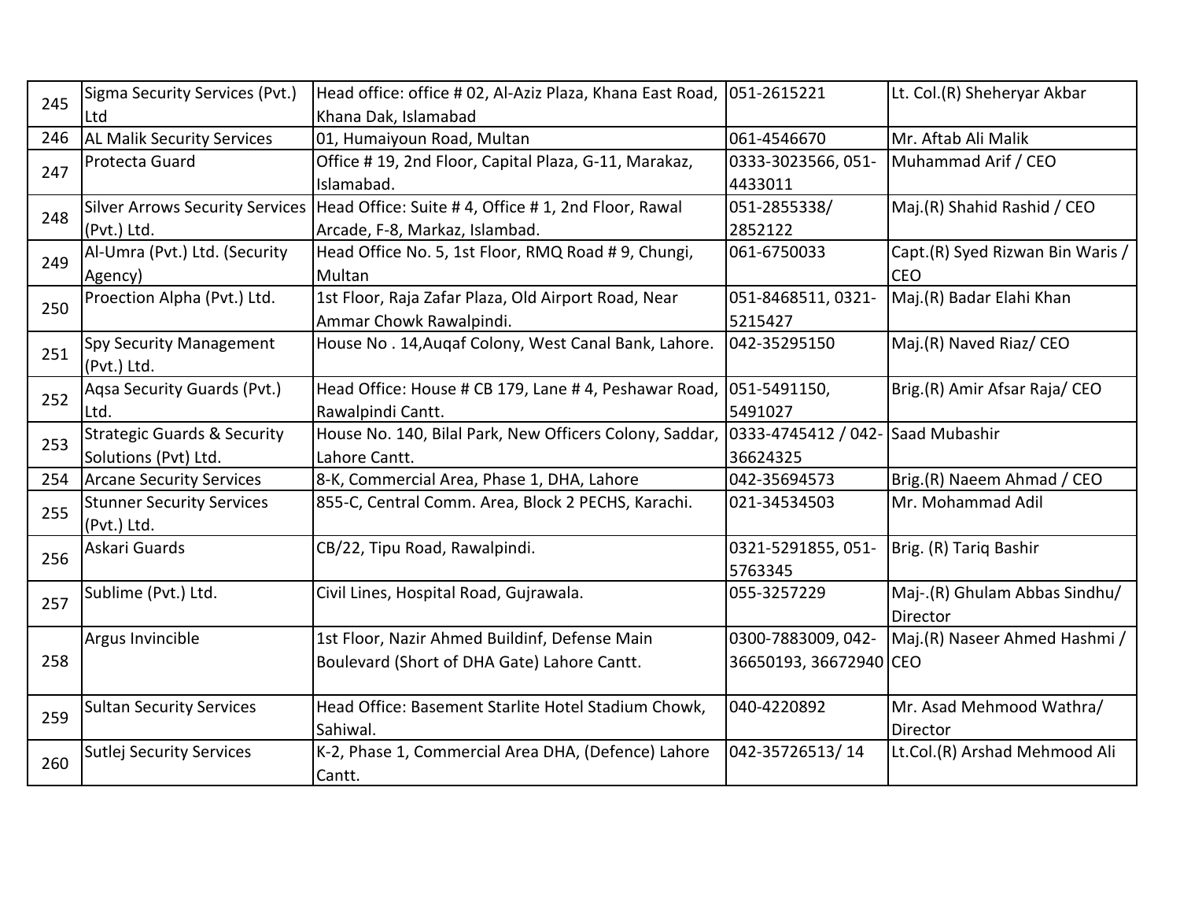| | | | | |
|---|---|---|---|---|
| 245 | Sigma Security Services (Pvt.) Ltd | Head office: office # 02, Al-Aziz Plaza, Khana East Road, Khana Dak, Islamabad | 051-2615221 | Lt. Col.(R) Sheheryar Akbar |
| 246 | AL Malik Security Services | 01, Humaiyoun Road, Multan | 061-4546670 | Mr. Aftab Ali Malik |
| 247 | Protecta Guard | Office # 19, 2nd Floor, Capital Plaza, G-11, Marakaz, Islamabad. | 0333-3023566, 051-4433011 | Muhammad Arif / CEO |
| 248 | Silver Arrows Security Services (Pvt.) Ltd. | Head Office: Suite # 4, Office # 1, 2nd Floor, Rawal Arcade, F-8, Markaz, Islambad. | 051-2855338/ 2852122 | Maj.(R) Shahid Rashid / CEO |
| 249 | Al-Umra (Pvt.) Ltd. (Security Agency) | Head Office No. 5, 1st Floor, RMQ Road # 9, Chungi, Multan | 061-6750033 | Capt.(R) Syed Rizwan Bin Waris / CEO |
| 250 | Proection Alpha (Pvt.) Ltd. | 1st Floor, Raja Zafar Plaza, Old Airport Road, Near Ammar Chowk Rawalpindi. | 051-8468511, 0321-5215427 | Maj.(R) Badar Elahi Khan |
| 251 | Spy Security Management (Pvt.) Ltd. | House No . 14,Auqaf Colony, West Canal Bank, Lahore. | 042-35295150 | Maj.(R) Naved Riaz/ CEO |
| 252 | Aqsa Security Guards (Pvt.) Ltd. | Head Office: House # CB 179, Lane # 4, Peshawar Road, Rawalpindi Cantt. | 051-5491150, 5491027 | Brig.(R) Amir Afsar Raja/ CEO |
| 253 | Strategic Guards & Security Solutions (Pvt) Ltd. | House No. 140, Bilal Park, New Officers Colony, Saddar, Lahore Cantt. | 0333-4745412 / 042-36624325 | Saad Mubashir |
| 254 | Arcane Security Services | 8-K, Commercial Area, Phase 1, DHA, Lahore | 042-35694573 | Brig.(R) Naeem Ahmad / CEO |
| 255 | Stunner Security Services (Pvt.) Ltd. | 855-C, Central Comm. Area, Block 2 PECHS, Karachi. | 021-34534503 | Mr. Mohammad Adil |
| 256 | Askari Guards | CB/22, Tipu Road, Rawalpindi. | 0321-5291855, 051-5763345 | Brig. (R) Tariq Bashir |
| 257 | Sublime (Pvt.) Ltd. | Civil Lines, Hospital Road, Gujrawala. | 055-3257229 | Maj-.(R) Ghulam Abbas Sindhu/ Director |
| 258 | Argus Invincible | 1st Floor, Nazir Ahmed Buildinf, Defense Main Boulevard (Short of DHA Gate) Lahore Cantt. | 0300-7883009, 042-36650193, 36672940 | Maj.(R) Naseer Ahmed Hashmi / CEO |
| 259 | Sultan Security Services | Head Office: Basement Starlite Hotel Stadium Chowk, Sahiwal. | 040-4220892 | Mr. Asad Mehmood Wathra/ Director |
| 260 | Sutlej Security Services | K-2, Phase 1, Commercial Area DHA, (Defence) Lahore Cantt. | 042-35726513/ 14 | Lt.Col.(R) Arshad Mehmood Ali |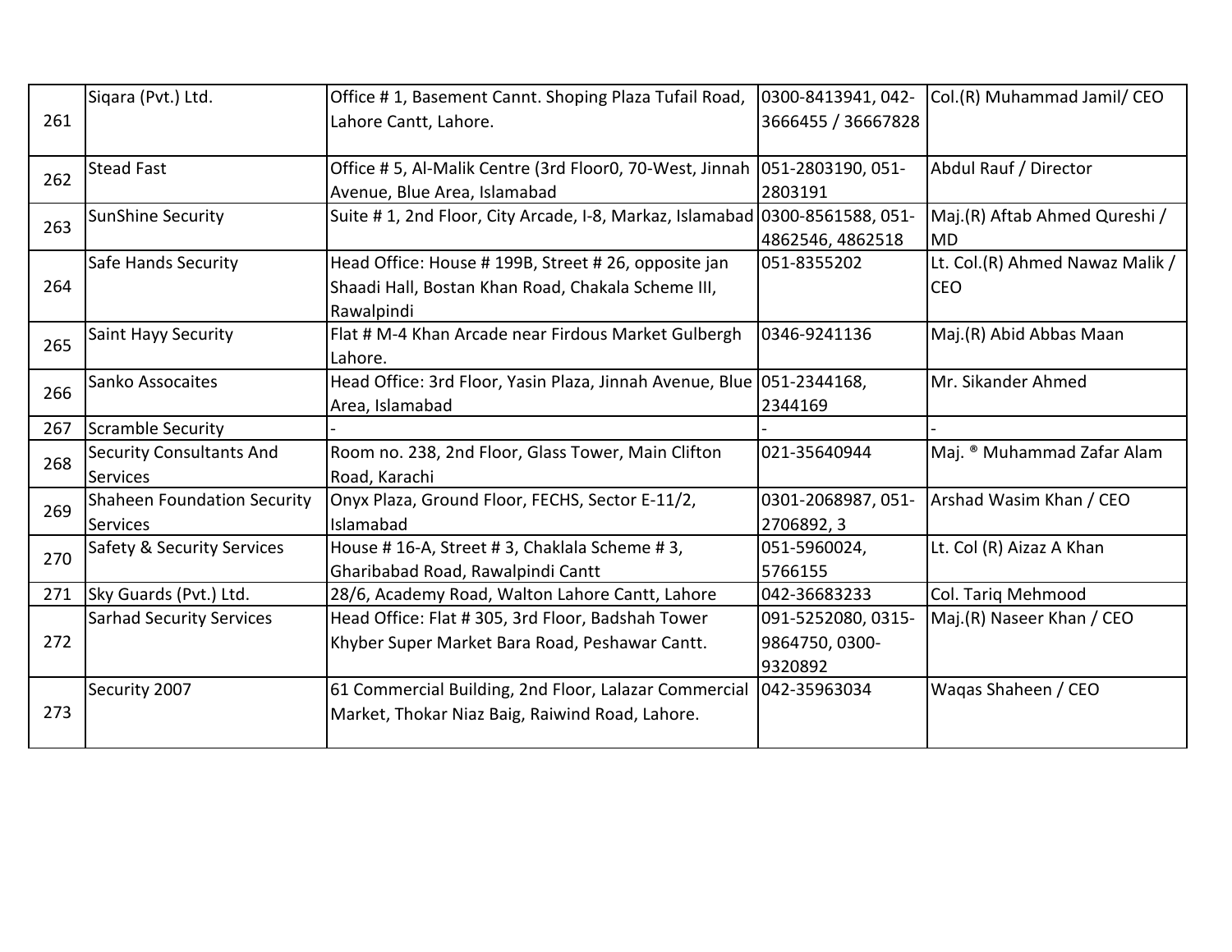| | | | | |
|---|---|---|---|---|
| 261 | Siqara (Pvt.) Ltd. | Office # 1, Basement Cannt. Shoping Plaza Tufail Road, Lahore Cantt, Lahore. | 0300-8413941, 042-3666455 / 36667828 | Col.(R) Muhammad Jamil/ CEO |
| 262 | Stead Fast | Office # 5, Al-Malik Centre (3rd Floor0, 70-West, Jinnah Avenue, Blue Area, Islamabad | 051-2803190, 051-2803191 | Abdul Rauf / Director |
| 263 | SunShine Security | Suite # 1, 2nd Floor, City Arcade, I-8, Markaz, Islamabad | 0300-8561588, 051-4862546, 4862518 | Maj.(R) Aftab Ahmed Qureshi / MD |
| 264 | Safe Hands Security | Head Office: House # 199B, Street # 26, opposite jan Shaadi Hall, Bostan Khan Road, Chakala Scheme III, Rawalpindi | 051-8355202 | Lt. Col.(R) Ahmed Nawaz Malik / CEO |
| 265 | Saint Hayy Security | Flat # M-4 Khan Arcade near Firdous Market Gulbergh Lahore. | 0346-9241136 | Maj.(R) Abid Abbas Maan |
| 266 | Sanko Assocaites | Head Office: 3rd Floor, Yasin Plaza, Jinnah Avenue, Blue Area, Islamabad | 051-2344168, 2344169 | Mr. Sikander Ahmed |
| 267 | Scramble Security | - | - | - |
| 268 | Security Consultants And Services | Room no. 238, 2nd Floor, Glass Tower, Main Clifton Road, Karachi | 021-35640944 | Maj. ® Muhammad Zafar Alam |
| 269 | Shaheen Foundation Security Services | Onyx Plaza, Ground Floor, FECHS, Sector E-11/2, Islamabad | 0301-2068987, 051-2706892, 3 | Arshad Wasim Khan / CEO |
| 270 | Safety & Security Services | House # 16-A, Street # 3, Chaklala Scheme # 3, Gharibabad Road, Rawalpindi Cantt | 051-5960024, 5766155 | Lt. Col (R) Aizaz A Khan |
| 271 | Sky Guards (Pvt.) Ltd. | 28/6, Academy Road, Walton Lahore Cantt, Lahore | 042-36683233 | Col. Tariq Mehmood |
| 272 | Sarhad Security Services | Head Office: Flat # 305, 3rd Floor, Badshah Tower Khyber Super Market Bara Road, Peshawar Cantt. | 091-5252080, 0315-9864750, 0300-9320892 | Maj.(R) Naseer Khan / CEO |
| 273 | Security 2007 | 61 Commercial Building, 2nd Floor, Lalazar Commercial Market, Thokar Niaz Baig, Raiwind Road, Lahore. | 042-35963034 | Waqas Shaheen / CEO |